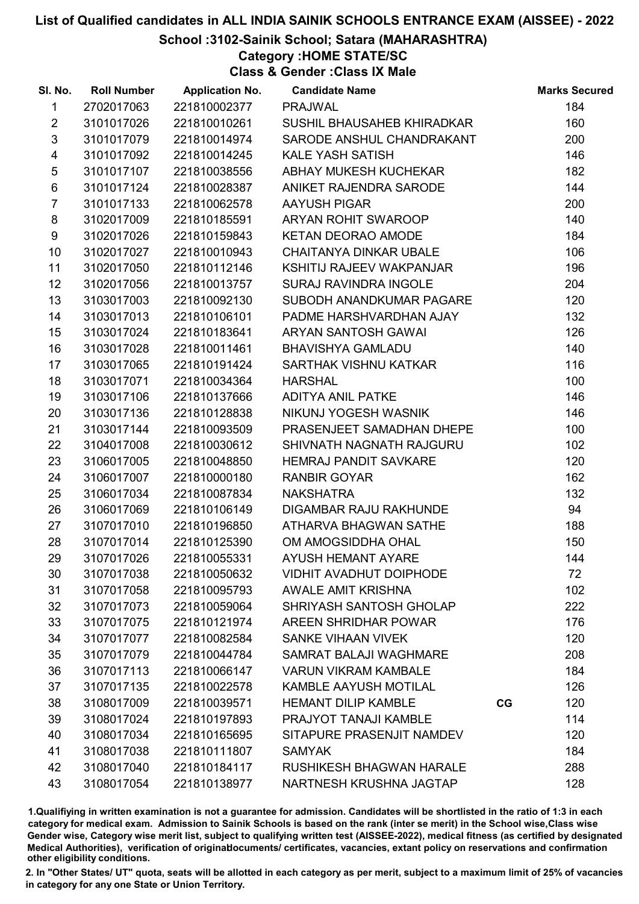# List of Qualified candidates in ALL INDIA SAINIK SCHOOLS ENTRANCE EXAM (AISSEE) - 2022

## School :3102-Sainik School; Satara (MAHARASHTRA)

### Category :HOME STATE/SC

### Class & Gender :Class IX Male

| Sl. No. | Roll Number | Application No. | Candidate Name | | Marks Secured |
|---|---|---|---|---|---|
| 1 | 2702017063 | 221810002377 | PRAJWAL | | 184 |
| 2 | 3101017026 | 221810010261 | SUSHIL BHAUSAHEB KHIRADKAR | | 160 |
| 3 | 3101017079 | 221810014974 | SARODE ANSHUL CHANDRAKANT | | 200 |
| 4 | 3101017092 | 221810014245 | KALE YASH SATISH | | 146 |
| 5 | 3101017107 | 221810038556 | ABHAY MUKESH KUCHEKAR | | 182 |
| 6 | 3101017124 | 221810028387 | ANIKET RAJENDRA SARODE | | 144 |
| 7 | 3101017133 | 221810062578 | AAYUSH PIGAR | | 200 |
| 8 | 3102017009 | 221810185591 | ARYAN ROHIT SWAROOP | | 140 |
| 9 | 3102017026 | 221810159843 | KETAN DEORAO AMODE | | 184 |
| 10 | 3102017027 | 221810010943 | CHAITANYA DINKAR UBALE | | 106 |
| 11 | 3102017050 | 221810112146 | KSHITIJ RAJEEV WAKPANJAR | | 196 |
| 12 | 3102017056 | 221810013757 | SURAJ RAVINDRA INGOLE | | 204 |
| 13 | 3103017003 | 221810092130 | SUBODH ANANDKUMAR PAGARE | | 120 |
| 14 | 3103017013 | 221810106101 | PADME HARSHVARDHAN AJAY | | 132 |
| 15 | 3103017024 | 221810183641 | ARYAN SANTOSH GAWAI | | 126 |
| 16 | 3103017028 | 221810011461 | BHAVISHYA GAMLADU | | 140 |
| 17 | 3103017065 | 221810191424 | SARTHAK VISHNU KATKAR | | 116 |
| 18 | 3103017071 | 221810034364 | HARSHAL | | 100 |
| 19 | 3103017106 | 221810137666 | ADITYA ANIL PATKE | | 146 |
| 20 | 3103017136 | 221810128838 | NIKUNJ YOGESH WASNIK | | 146 |
| 21 | 3103017144 | 221810093509 | PRASENJEET SAMADHAN DHEPE | | 100 |
| 22 | 3104017008 | 221810030612 | SHIVNATH NAGNATH RAJGURU | | 102 |
| 23 | 3106017005 | 221810048850 | HEMRAJ PANDIT SAVKARE | | 120 |
| 24 | 3106017007 | 221810000180 | RANBIR GOYAR | | 162 |
| 25 | 3106017034 | 221810087834 | NAKSHATRA | | 132 |
| 26 | 3106017069 | 221810106149 | DIGAMBAR RAJU RAKHUNDE | | 94 |
| 27 | 3107017010 | 221810196850 | ATHARVA BHAGWAN SATHE | | 188 |
| 28 | 3107017014 | 221810125390 | OM AMOGSIDDHA OHAL | | 150 |
| 29 | 3107017026 | 221810055331 | AYUSH HEMANT AYARE | | 144 |
| 30 | 3107017038 | 221810050632 | VIDHIT AVADHUT DOIPHODE | | 72 |
| 31 | 3107017058 | 221810095793 | AWALE AMIT KRISHNA | | 102 |
| 32 | 3107017073 | 221810059064 | SHRIYASH SANTOSH GHOLAP | | 222 |
| 33 | 3107017075 | 221810121974 | AREEN SHRIDHAR POWAR | | 176 |
| 34 | 3107017077 | 221810082584 | SANKE VIHAAN VIVEK | | 120 |
| 35 | 3107017079 | 221810044784 | SAMRAT BALAJI WAGHMARE | | 208 |
| 36 | 3107017113 | 221810066147 | VARUN VIKRAM KAMBALE | | 184 |
| 37 | 3107017135 | 221810022578 | KAMBLE AAYUSH MOTILAL | | 126 |
| 38 | 3108017009 | 221810039571 | HEMANT DILIP KAMBLE | CG | 120 |
| 39 | 3108017024 | 221810197893 | PRAJYOT TANAJI KAMBLE | | 114 |
| 40 | 3108017034 | 221810165695 | SITAPURE PRASENJIT NAMDEV | | 120 |
| 41 | 3108017038 | 221810111807 | SAMYAK | | 184 |
| 42 | 3108017040 | 221810184117 | RUSHIKESH BHAGWAN HARALE | | 288 |
| 43 | 3108017054 | 221810138977 | NARTNESH KRUSHNA JAGTAP | | 128 |

1.Qualifying in written examination is not a guarantee for admission. Candidates will be shortlisted in the ratio of 1:3 in each category for medical exam. Admission to Sainik Schools is based on the rank (inter se merit) in the School wise,Class wise Gender wise, Category wise merit list, subject to qualifying written test (AISSEE-2022), medical fitness (as certified by designated Medical Authorities), verification of originaldocuments/ certificates, vacancies, extant policy on reservations and confirmation other eligibility conditions.

2. In "Other States/ UT" quota, seats will be allotted in each category as per merit, subject to a maximum limit of 25% of vacancies in category for any one State or Union Territory.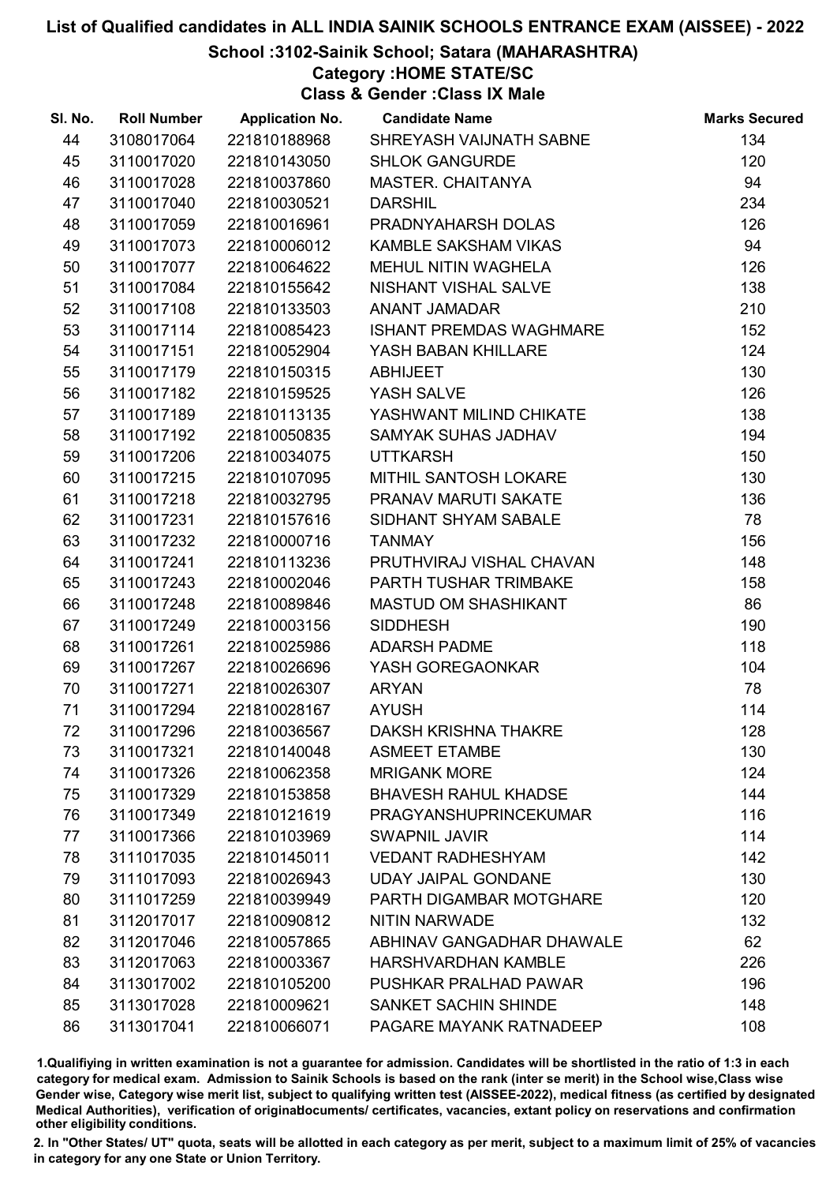# List of Qualified candidates in ALL INDIA SAINIK SCHOOLS ENTRANCE EXAM (AISSEE) - 2022

## School :3102-Sainik School; Satara (MAHARASHTRA)

### Category :HOME STATE/SC

### Class & Gender :Class IX Male

| Sl. No. | Roll Number | Application No. | Candidate Name | Marks Secured |
|---|---|---|---|---|
| 44 | 3108017064 | 221810188968 | SHREYASH VAIJNATH SABNE | 134 |
| 45 | 3110017020 | 221810143050 | SHLOK GANGURDE | 120 |
| 46 | 3110017028 | 221810037860 | MASTER. CHAITANYA | 94 |
| 47 | 3110017040 | 221810030521 | DARSHIL | 234 |
| 48 | 3110017059 | 221810016961 | PRADNYAHARSH DOLAS | 126 |
| 49 | 3110017073 | 221810006012 | KAMBLE SAKSHAM VIKAS | 94 |
| 50 | 3110017077 | 221810064622 | MEHUL NITIN WAGHELA | 126 |
| 51 | 3110017084 | 221810155642 | NISHANT VISHAL SALVE | 138 |
| 52 | 3110017108 | 221810133503 | ANANT JAMADAR | 210 |
| 53 | 3110017114 | 221810085423 | ISHANT PREMDAS WAGHMARE | 152 |
| 54 | 3110017151 | 221810052904 | YASH BABAN KHILLARE | 124 |
| 55 | 3110017179 | 221810150315 | ABHIJEET | 130 |
| 56 | 3110017182 | 221810159525 | YASH SALVE | 126 |
| 57 | 3110017189 | 221810113135 | YASHWANT MILIND CHIKATE | 138 |
| 58 | 3110017192 | 221810050835 | SAMYAK SUHAS JADHAV | 194 |
| 59 | 3110017206 | 221810034075 | UTTKARSH | 150 |
| 60 | 3110017215 | 221810107095 | MITHIL SANTOSH LOKARE | 130 |
| 61 | 3110017218 | 221810032795 | PRANAV MARUTI SAKATE | 136 |
| 62 | 3110017231 | 221810157616 | SIDHANT SHYAM SABALE | 78 |
| 63 | 3110017232 | 221810000716 | TANMAY | 156 |
| 64 | 3110017241 | 221810113236 | PRUTHVIRAJ VISHAL CHAVAN | 148 |
| 65 | 3110017243 | 221810002046 | PARTH TUSHAR TRIMBAKE | 158 |
| 66 | 3110017248 | 221810089846 | MASTUD OM SHASHIKANT | 86 |
| 67 | 3110017249 | 221810003156 | SIDDHESH | 190 |
| 68 | 3110017261 | 221810025986 | ADARSH PADME | 118 |
| 69 | 3110017267 | 221810026696 | YASH GOREGAONKAR | 104 |
| 70 | 3110017271 | 221810026307 | ARYAN | 78 |
| 71 | 3110017294 | 221810028167 | AYUSH | 114 |
| 72 | 3110017296 | 221810036567 | DAKSH KRISHNA THAKRE | 128 |
| 73 | 3110017321 | 221810140048 | ASMEET ETAMBE | 130 |
| 74 | 3110017326 | 221810062358 | MRIGANK MORE | 124 |
| 75 | 3110017329 | 221810153858 | BHAVESH RAHUL KHADSE | 144 |
| 76 | 3110017349 | 221810121619 | PRAGYANSHUPRINCEKUMAR | 116 |
| 77 | 3110017366 | 221810103969 | SWAPNIL JAVIR | 114 |
| 78 | 3111017035 | 221810145011 | VEDANT RADHESHYAM | 142 |
| 79 | 3111017093 | 221810026943 | UDAY JAIPAL GONDANE | 130 |
| 80 | 3111017259 | 221810039949 | PARTH DIGAMBAR MOTGHARE | 120 |
| 81 | 3112017017 | 221810090812 | NITIN NARWADE | 132 |
| 82 | 3112017046 | 221810057865 | ABHINAV GANGADHAR DHAWALE | 62 |
| 83 | 3112017063 | 221810003367 | HARSHVARDHAN KAMBLE | 226 |
| 84 | 3113017002 | 221810105200 | PUSHKAR PRALHAD PAWAR | 196 |
| 85 | 3113017028 | 221810009621 | SANKET SACHIN SHINDE | 148 |
| 86 | 3113017041 | 221810066071 | PAGARE MAYANK RATNADEEP | 108 |

1.Qualifiying in written examination is not a guarantee for admission. Candidates will be shortlisted in the ratio of 1:3 in each category for medical exam. Admission to Sainik Schools is based on the rank (inter se merit) in the School wise,Class wise Gender wise, Category wise merit list, subject to qualifying written test (AISSEE-2022), medical fitness (as certified by designated Medical Authorities), verification of originaldocuments/ certificates, vacancies, extant policy on reservations and confirmation other eligibility conditions.

2. In "Other States/ UT" quota, seats will be allotted in each category as per merit, subject to a maximum limit of 25% of vacancies in category for any one State or Union Territory.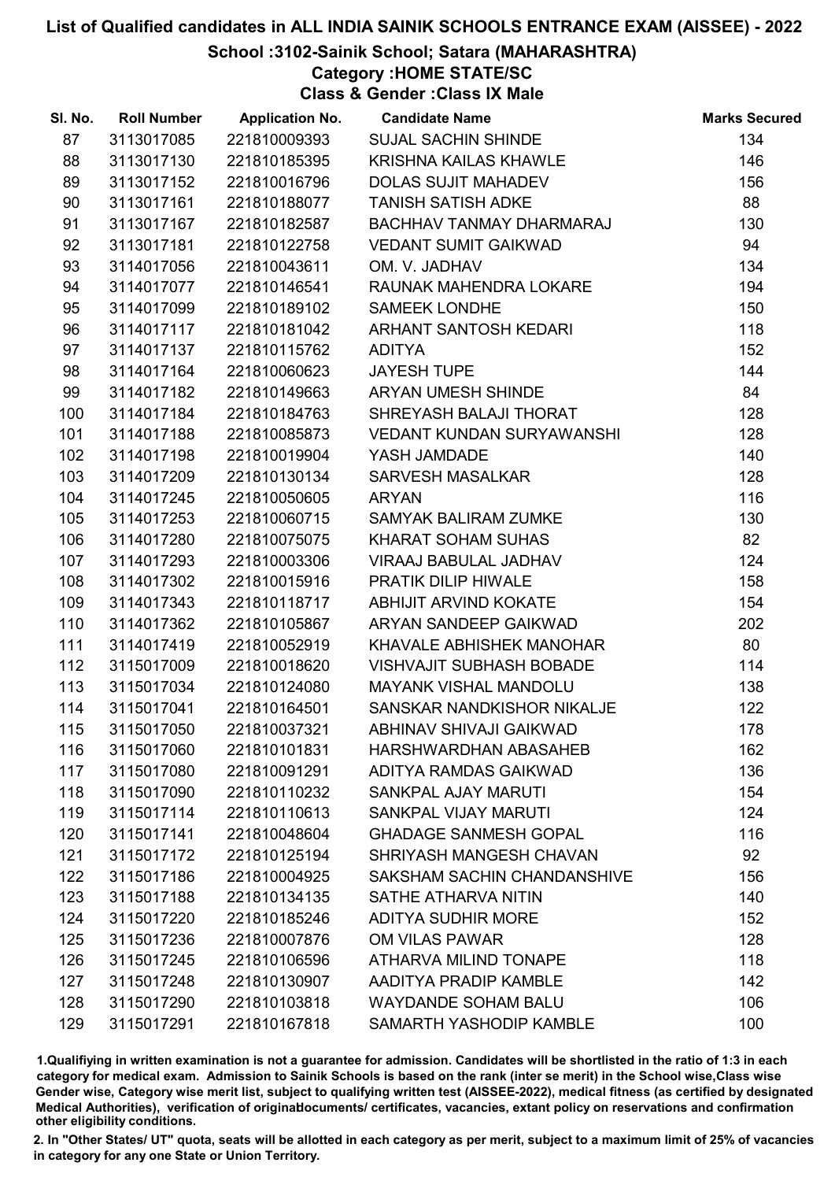# List of Qualified candidates in ALL INDIA SAINIK SCHOOLS ENTRANCE EXAM (AISSEE) - 2022

## School :3102-Sainik School; Satara (MAHARASHTRA)

### Category :HOME STATE/SC

### Class & Gender :Class IX Male

| Sl. No. | Roll Number | Application No. | Candidate Name | Marks Secured |
|---|---|---|---|---|
| 87 | 3113017085 | 221810009393 | SUJAL SACHIN SHINDE | 134 |
| 88 | 3113017130 | 221810185395 | KRISHNA KAILAS KHAWLE | 146 |
| 89 | 3113017152 | 221810016796 | DOLAS SUJIT MAHADEV | 156 |
| 90 | 3113017161 | 221810188077 | TANISH SATISH ADKE | 88 |
| 91 | 3113017167 | 221810182587 | BACHHAV TANMAY DHARMARAJ | 130 |
| 92 | 3113017181 | 221810122758 | VEDANT SUMIT GAIKWAD | 94 |
| 93 | 3114017056 | 221810043611 | OM. V. JADHAV | 134 |
| 94 | 3114017077 | 221810146541 | RAUNAK MAHENDRA LOKARE | 194 |
| 95 | 3114017099 | 221810189102 | SAMEEK LONDHE | 150 |
| 96 | 3114017117 | 221810181042 | ARHANT SANTOSH KEDARI | 118 |
| 97 | 3114017137 | 221810115762 | ADITYA | 152 |
| 98 | 3114017164 | 221810060623 | JAYESH TUPE | 144 |
| 99 | 3114017182 | 221810149663 | ARYAN UMESH SHINDE | 84 |
| 100 | 3114017184 | 221810184763 | SHREYASH BALAJI THORAT | 128 |
| 101 | 3114017188 | 221810085873 | VEDANT KUNDAN SURYAWANSHI | 128 |
| 102 | 3114017198 | 221810019904 | YASH JAMDADE | 140 |
| 103 | 3114017209 | 221810130134 | SARVESH MASALKAR | 128 |
| 104 | 3114017245 | 221810050605 | ARYAN | 116 |
| 105 | 3114017253 | 221810060715 | SAMYAK BALIRAM ZUMKE | 130 |
| 106 | 3114017280 | 221810075075 | KHARAT SOHAM SUHAS | 82 |
| 107 | 3114017293 | 221810003306 | VIRAAJ BABULAL JADHAV | 124 |
| 108 | 3114017302 | 221810015916 | PRATIK DILIP HIWALE | 158 |
| 109 | 3114017343 | 221810118717 | ABHIJIT ARVIND KOKATE | 154 |
| 110 | 3114017362 | 221810105867 | ARYAN SANDEEP GAIKWAD | 202 |
| 111 | 3114017419 | 221810052919 | KHAVALE ABHISHEK MANOHAR | 80 |
| 112 | 3115017009 | 221810018620 | VISHVAJIT SUBHASH BOBADE | 114 |
| 113 | 3115017034 | 221810124080 | MAYANK VISHAL MANDOLU | 138 |
| 114 | 3115017041 | 221810164501 | SANSKAR NANDKISHOR NIKALJE | 122 |
| 115 | 3115017050 | 221810037321 | ABHINAV SHIVAJI GAIKWAD | 178 |
| 116 | 3115017060 | 221810101831 | HARSHWARDHAN ABASAHEB | 162 |
| 117 | 3115017080 | 221810091291 | ADITYA RAMDAS GAIKWAD | 136 |
| 118 | 3115017090 | 221810110232 | SANKPAL AJAY MARUTI | 154 |
| 119 | 3115017114 | 221810110613 | SANKPAL VIJAY MARUTI | 124 |
| 120 | 3115017141 | 221810048604 | GHADAGE SANMESH GOPAL | 116 |
| 121 | 3115017172 | 221810125194 | SHRIYASH MANGESH CHAVAN | 92 |
| 122 | 3115017186 | 221810004925 | SAKSHAM SACHIN CHANDANSHIVE | 156 |
| 123 | 3115017188 | 221810134135 | SATHE ATHARVA NITIN | 140 |
| 124 | 3115017220 | 221810185246 | ADITYA SUDHIR MORE | 152 |
| 125 | 3115017236 | 221810007876 | OM VILAS PAWAR | 128 |
| 126 | 3115017245 | 221810106596 | ATHARVA MILIND TONAPE | 118 |
| 127 | 3115017248 | 221810130907 | AADITYA PRADIP KAMBLE | 142 |
| 128 | 3115017290 | 221810103818 | WAYDANDE SOHAM BALU | 106 |
| 129 | 3115017291 | 221810167818 | SAMARTH YASHODIP KAMBLE | 100 |

1.Qualifiying in written examination is not a guarantee for admission. Candidates will be shortlisted in the ratio of 1:3 in each category for medical exam. Admission to Sainik Schools is based on the rank (inter se merit) in the School wise,Class wise Gender wise, Category wise merit list, subject to qualifying written test (AISSEE-2022), medical fitness (as certified by designated Medical Authorities), verification of originaldocuments/ certificates, vacancies, extant policy on reservations and confirmation other eligibility conditions.

2. In "Other States/ UT" quota, seats will be allotted in each category as per merit, subject to a maximum limit of 25% of vacancies in category for any one State or Union Territory.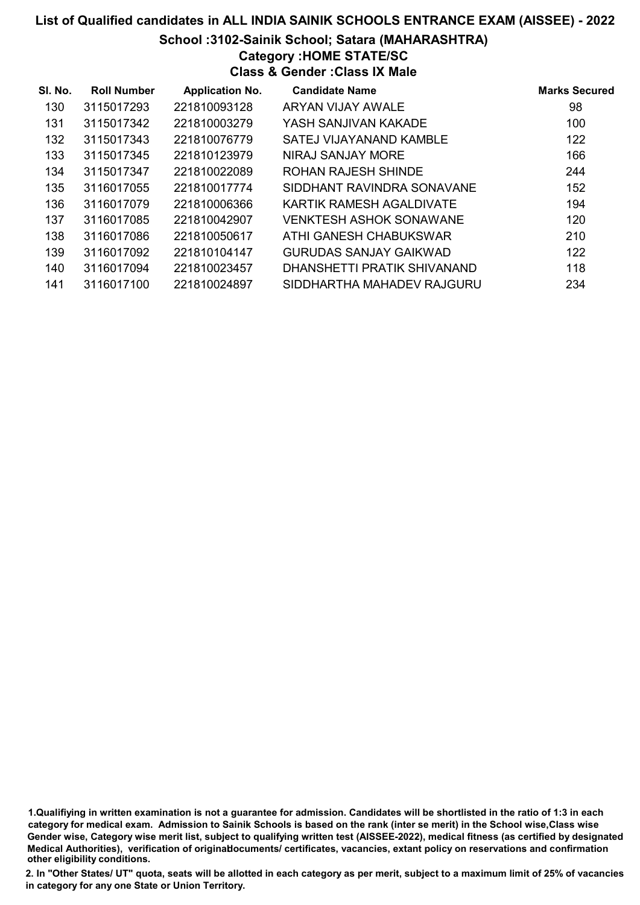# List of Qualified candidates in ALL INDIA SAINIK SCHOOLS ENTRANCE EXAM (AISSEE) - 2022

## School :3102-Sainik School; Satara (MAHARASHTRA)

### Category :HOME STATE/SC

### Class & Gender :Class IX Male

| Sl. No. | Roll Number | Application No. | Candidate Name | Marks Secured |
|---|---|---|---|---|
| 130 | 3115017293 | 221810093128 | ARYAN VIJAY AWALE | 98 |
| 131 | 3115017342 | 221810003279 | YASH SANJIVAN KAKADE | 100 |
| 132 | 3115017343 | 221810076779 | SATEJ VIJAYANAND KAMBLE | 122 |
| 133 | 3115017345 | 221810123979 | NIRAJ SANJAY MORE | 166 |
| 134 | 3115017347 | 221810022089 | ROHAN RAJESH SHINDE | 244 |
| 135 | 3116017055 | 221810017774 | SIDDHANT RAVINDRA SONAVANE | 152 |
| 136 | 3116017079 | 221810006366 | KARTIK RAMESH AGALDIVATE | 194 |
| 137 | 3116017085 | 221810042907 | VENKTESH ASHOK SONAWANE | 120 |
| 138 | 3116017086 | 221810050617 | ATHI GANESH CHABUKSWAR | 210 |
| 139 | 3116017092 | 221810104147 | GURUDAS SANJAY GAIKWAD | 122 |
| 140 | 3116017094 | 221810023457 | DHANSHETTI PRATIK SHIVANAND | 118 |
| 141 | 3116017100 | 221810024897 | SIDDHARTHA MAHADEV RAJGURU | 234 |

1.Qualifiying in written examination is not a guarantee for admission. Candidates will be shortlisted in the ratio of 1:3 in each category for medical exam. Admission to Sainik Schools is based on the rank (inter se merit) in the School wise,Class wise Gender wise, Category wise merit list, subject to qualifying written test (AISSEE-2022), medical fitness (as certified by designated Medical Authorities), verification of originablocuments/ certificates, vacancies, extant policy on reservations and confirmation other eligibility conditions.

2. In "Other States/ UT" quota, seats will be allotted in each category as per merit, subject to a maximum limit of 25% of vacancies in category for any one State or Union Territory.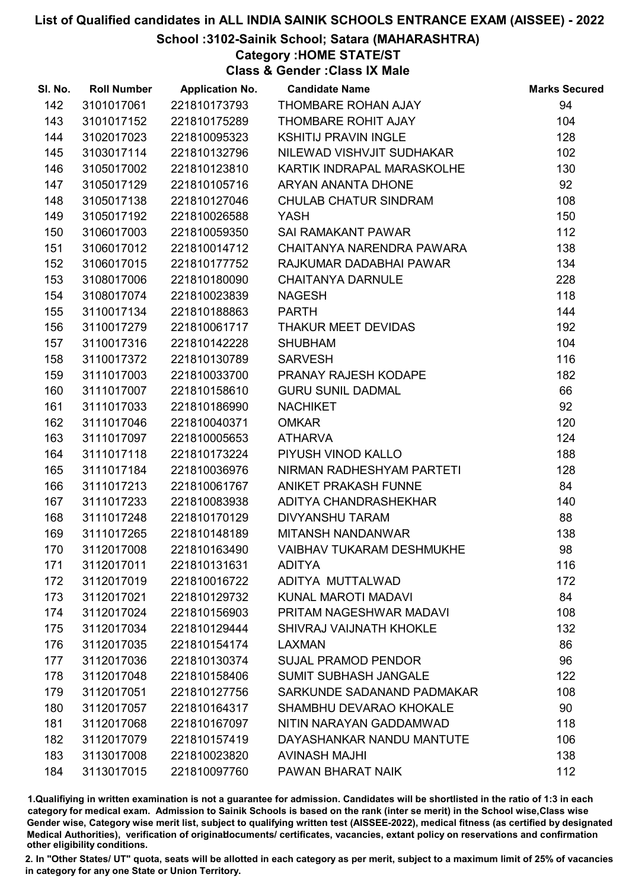# List of Qualified candidates in ALL INDIA SAINIK SCHOOLS ENTRANCE EXAM (AISSEE) - 2022

## School :3102-Sainik School; Satara (MAHARASHTRA)

### Category :HOME STATE/ST

### Class & Gender :Class IX Male

| Sl. No. | Roll Number | Application No. | Candidate Name | Marks Secured |
|---|---|---|---|---|
| 142 | 3101017061 | 221810173793 | THOMBARE ROHAN AJAY | 94 |
| 143 | 3101017152 | 221810175289 | THOMBARE ROHIT AJAY | 104 |
| 144 | 3102017023 | 221810095323 | KSHITIJ PRAVIN INGLE | 128 |
| 145 | 3103017114 | 221810132796 | NILEWAD VISHVJIT SUDHAKAR | 102 |
| 146 | 3105017002 | 221810123810 | KARTIK INDRAPAL MARASKOLHE | 130 |
| 147 | 3105017129 | 221810105716 | ARYAN ANANTA DHONE | 92 |
| 148 | 3105017138 | 221810127046 | CHULAB CHATUR SINDRAM | 108 |
| 149 | 3105017192 | 221810026588 | YASH | 150 |
| 150 | 3106017003 | 221810059350 | SAI RAMAKANT PAWAR | 112 |
| 151 | 3106017012 | 221810014712 | CHAITANYA NARENDRA PAWARA | 138 |
| 152 | 3106017015 | 221810177752 | RAJKUMAR DADABHAI PAWAR | 134 |
| 153 | 3108017006 | 221810180090 | CHAITANYA DARNULE | 228 |
| 154 | 3108017074 | 221810023839 | NAGESH | 118 |
| 155 | 3110017134 | 221810188863 | PARTH | 144 |
| 156 | 3110017279 | 221810061717 | THAKUR MEET DEVIDAS | 192 |
| 157 | 3110017316 | 221810142228 | SHUBHAM | 104 |
| 158 | 3110017372 | 221810130789 | SARVESH | 116 |
| 159 | 3111017003 | 221810033700 | PRANAY RAJESH KODAPE | 182 |
| 160 | 3111017007 | 221810158610 | GURU SUNIL DADMAL | 66 |
| 161 | 3111017033 | 221810186990 | NACHIKET | 92 |
| 162 | 3111017046 | 221810040371 | OMKAR | 120 |
| 163 | 3111017097 | 221810005653 | ATHARVA | 124 |
| 164 | 3111017118 | 221810173224 | PIYUSH VINOD KALLO | 188 |
| 165 | 3111017184 | 221810036976 | NIRMAN RADHESHYAM PARTETI | 128 |
| 166 | 3111017213 | 221810061767 | ANIKET PRAKASH FUNNE | 84 |
| 167 | 3111017233 | 221810083938 | ADITYA CHANDRASHEKHAR | 140 |
| 168 | 3111017248 | 221810170129 | DIVYANSHU TARAM | 88 |
| 169 | 3111017265 | 221810148189 | MITANSH NANDANWAR | 138 |
| 170 | 3112017008 | 221810163490 | VAIBHAV TUKARAM DESHMUKHE | 98 |
| 171 | 3112017011 | 221810131631 | ADITYA | 116 |
| 172 | 3112017019 | 221810016722 | ADITYA MUTTALWAD | 172 |
| 173 | 3112017021 | 221810129732 | KUNAL MAROTI MADAVI | 84 |
| 174 | 3112017024 | 221810156903 | PRITAM NAGESHWAR MADAVI | 108 |
| 175 | 3112017034 | 221810129444 | SHIVRAJ VAIJNATH KHOKLE | 132 |
| 176 | 3112017035 | 221810154174 | LAXMAN | 86 |
| 177 | 3112017036 | 221810130374 | SUJAL PRAMOD PENDOR | 96 |
| 178 | 3112017048 | 221810158406 | SUMIT SUBHASH JANGALE | 122 |
| 179 | 3112017051 | 221810127756 | SARKUNDE SADANAND PADMAKAR | 108 |
| 180 | 3112017057 | 221810164317 | SHAMBHU DEVARAO KHOKALE | 90 |
| 181 | 3112017068 | 221810167097 | NITIN NARAYAN GADDAMWAD | 118 |
| 182 | 3112017079 | 221810157419 | DAYASHANKAR NANDU MANTUTE | 106 |
| 183 | 3113017008 | 221810023820 | AVINASH MAJHI | 138 |
| 184 | 3113017015 | 221810097760 | PAWAN BHARAT NAIK | 112 |

1.Qualifiying in written examination is not a guarantee for admission. Candidates will be shortlisted in the ratio of 1:3 in each category for medical exam. Admission to Sainik Schools is based on the rank (inter se merit) in the School wise,Class wise Gender wise, Category wise merit list, subject to qualifying written test (AISSEE-2022), medical fitness (as certified by designated Medical Authorities), verification of originaldocuments/ certificates, vacancies, extant policy on reservations and confirmation other eligibility conditions.

2. In "Other States/ UT" quota, seats will be allotted in each category as per merit, subject to a maximum limit of 25% of vacancies in category for any one State or Union Territory.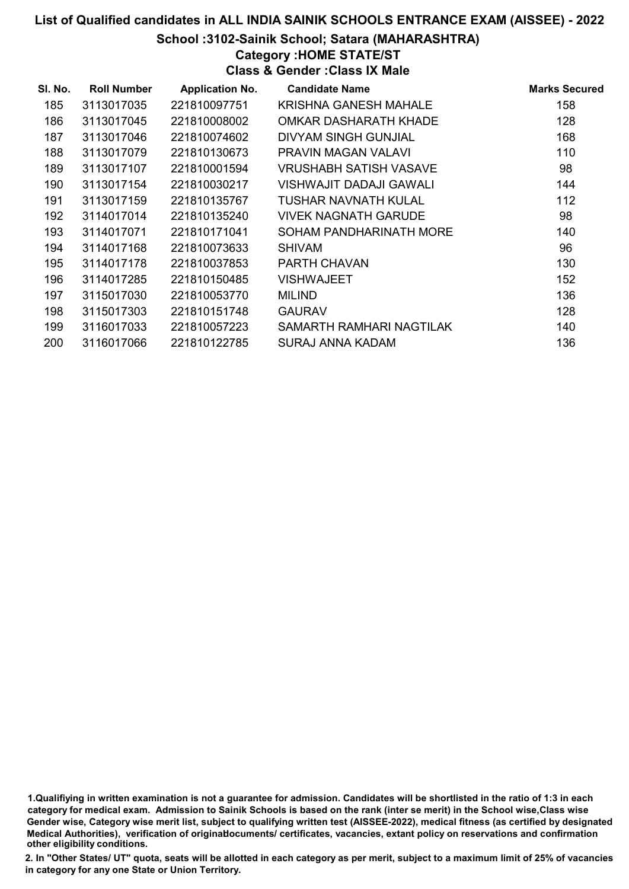# List of Qualified candidates in ALL INDIA SAINIK SCHOOLS ENTRANCE EXAM (AISSEE) - 2022

## School :3102-Sainik School; Satara (MAHARASHTRA)

### Category :HOME STATE/ST

### Class & Gender :Class IX Male

| Sl. No. | Roll Number | Application No. | Candidate Name | Marks Secured |
|---|---|---|---|---|
| 185 | 3113017035 | 221810097751 | KRISHNA GANESH MAHALE | 158 |
| 186 | 3113017045 | 221810008002 | OMKAR DASHARATH KHADE | 128 |
| 187 | 3113017046 | 221810074602 | DIVYAM SINGH GUNJIAL | 168 |
| 188 | 3113017079 | 221810130673 | PRAVIN MAGAN VALAVI | 110 |
| 189 | 3113017107 | 221810001594 | VRUSHABH SATISH VASAVE | 98 |
| 190 | 3113017154 | 221810030217 | VISHWAJIT DADAJI GAWALI | 144 |
| 191 | 3113017159 | 221810135767 | TUSHAR NAVNATH KULAL | 112 |
| 192 | 3114017014 | 221810135240 | VIVEK NAGNATH GARUDE | 98 |
| 193 | 3114017071 | 221810171041 | SOHAM PANDHARINATH MORE | 140 |
| 194 | 3114017168 | 221810073633 | SHIVAM | 96 |
| 195 | 3114017178 | 221810037853 | PARTH CHAVAN | 130 |
| 196 | 3114017285 | 221810150485 | VISHWAJEET | 152 |
| 197 | 3115017030 | 221810053770 | MILIND | 136 |
| 198 | 3115017303 | 221810151748 | GAURAV | 128 |
| 199 | 3116017033 | 221810057223 | SAMARTH RAMHARI NAGTILAK | 140 |
| 200 | 3116017066 | 221810122785 | SURAJ ANNA KADAM | 136 |

1.Qualifiying in written examination is not a guarantee for admission. Candidates will be shortlisted in the ratio of 1:3 in each category for medical exam. Admission to Sainik Schools is based on the rank (inter se merit) in the School wise,Class wise Gender wise, Category wise merit list, subject to qualifying written test (AISSEE-2022), medical fitness (as certified by designated Medical Authorities), verification of originaldocuments/ certificates, vacancies, extant policy on reservations and confirmation other eligibility conditions.

2. In "Other States/ UT" quota, seats will be allotted in each category as per merit, subject to a maximum limit of 25% of vacancies in category for any one State or Union Territory.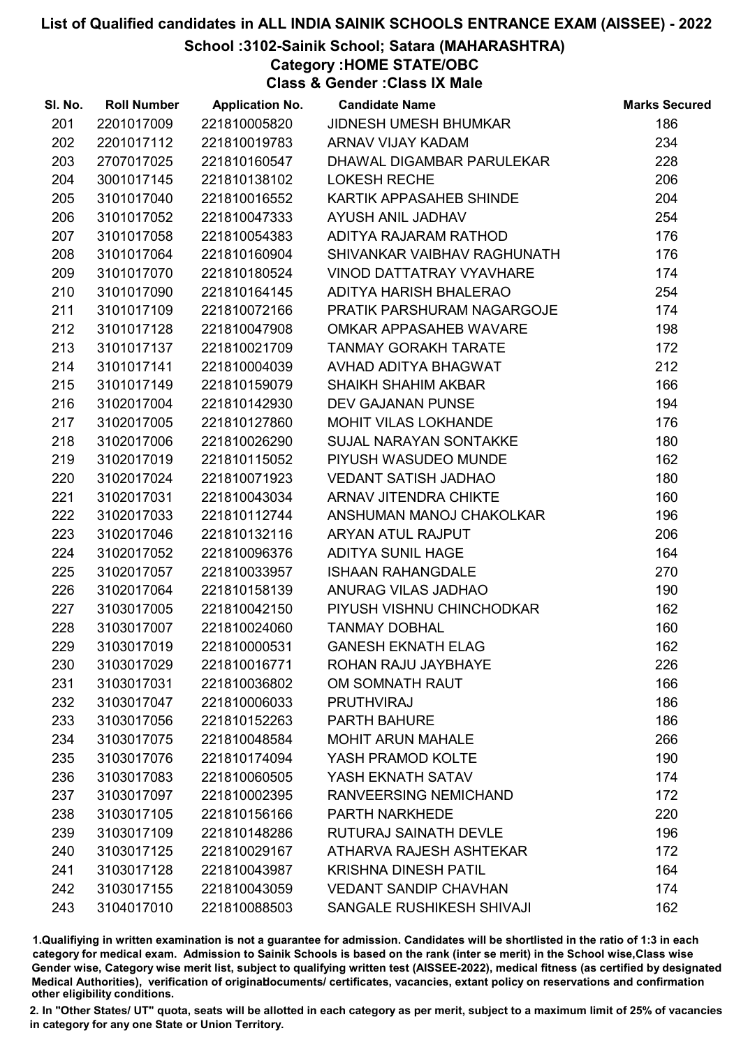# List of Qualified candidates in ALL INDIA SAINIK SCHOOLS ENTRANCE EXAM (AISSEE) - 2022

## School :3102-Sainik School; Satara (MAHARASHTRA)

### Category :HOME STATE/OBC

### Class & Gender :Class IX Male

| Sl. No. | Roll Number | Application No. | Candidate Name | Marks Secured |
|---|---|---|---|---|
| 201 | 2201017009 | 221810005820 | JIDNESH UMESH BHUMKAR | 186 |
| 202 | 2201017112 | 221810019783 | ARNAV VIJAY KADAM | 234 |
| 203 | 2707017025 | 221810160547 | DHAWAL DIGAMBAR PARULEKAR | 228 |
| 204 | 3001017145 | 221810138102 | LOKESH RECHE | 206 |
| 205 | 3101017040 | 221810016552 | KARTIK APPASAHEB SHINDE | 204 |
| 206 | 3101017052 | 221810047333 | AYUSH ANIL JADHAV | 254 |
| 207 | 3101017058 | 221810054383 | ADITYA RAJARAM RATHOD | 176 |
| 208 | 3101017064 | 221810160904 | SHIVANKAR VAIBHAV RAGHUNATH | 176 |
| 209 | 3101017070 | 221810180524 | VINOD DATTATRAY VYAVHARE | 174 |
| 210 | 3101017090 | 221810164145 | ADITYA HARISH BHALERAO | 254 |
| 211 | 3101017109 | 221810072166 | PRATIK PARSHURAM NAGARGOJE | 174 |
| 212 | 3101017128 | 221810047908 | OMKAR APPASAHEB WAVARE | 198 |
| 213 | 3101017137 | 221810021709 | TANMAY GORAKH TARATE | 172 |
| 214 | 3101017141 | 221810004039 | AVHAD ADITYA BHAGWAT | 212 |
| 215 | 3101017149 | 221810159079 | SHAIKH SHAHIM AKBAR | 166 |
| 216 | 3102017004 | 221810142930 | DEV GAJANAN PUNSE | 194 |
| 217 | 3102017005 | 221810127860 | MOHIT VILAS LOKHANDE | 176 |
| 218 | 3102017006 | 221810026290 | SUJAL NARAYAN SONTAKKE | 180 |
| 219 | 3102017019 | 221810115052 | PIYUSH WASUDEO MUNDE | 162 |
| 220 | 3102017024 | 221810071923 | VEDANT SATISH JADHAO | 180 |
| 221 | 3102017031 | 221810043034 | ARNAV JITENDRA CHIKTE | 160 |
| 222 | 3102017033 | 221810112744 | ANSHUMAN MANOJ CHAKOLKAR | 196 |
| 223 | 3102017046 | 221810132116 | ARYAN ATUL RAJPUT | 206 |
| 224 | 3102017052 | 221810096376 | ADITYA SUNIL HAGE | 164 |
| 225 | 3102017057 | 221810033957 | ISHAAN RAHANGDALE | 270 |
| 226 | 3102017064 | 221810158139 | ANURAG VILAS JADHAO | 190 |
| 227 | 3103017005 | 221810042150 | PIYUSH VISHNU CHINCHODKAR | 162 |
| 228 | 3103017007 | 221810024060 | TANMAY DOBHAL | 160 |
| 229 | 3103017019 | 221810000531 | GANESH EKNATH ELAG | 162 |
| 230 | 3103017029 | 221810016771 | ROHAN RAJU JAYBHAYE | 226 |
| 231 | 3103017031 | 221810036802 | OM SOMNATH RAUT | 166 |
| 232 | 3103017047 | 221810006033 | PRUTHVIRAJ | 186 |
| 233 | 3103017056 | 221810152263 | PARTH BAHURE | 186 |
| 234 | 3103017075 | 221810048584 | MOHIT ARUN MAHALE | 266 |
| 235 | 3103017076 | 221810174094 | YASH PRAMOD KOLTE | 190 |
| 236 | 3103017083 | 221810060505 | YASH EKNATH SATAV | 174 |
| 237 | 3103017097 | 221810002395 | RANVEERSING NEMICHAND | 172 |
| 238 | 3103017105 | 221810156166 | PARTH NARKHEDE | 220 |
| 239 | 3103017109 | 221810148286 | RUTURAJ SAINATH DEVLE | 196 |
| 240 | 3103017125 | 221810029167 | ATHARVA RAJESH ASHTEKAR | 172 |
| 241 | 3103017128 | 221810043987 | KRISHNA DINESH PATIL | 164 |
| 242 | 3103017155 | 221810043059 | VEDANT SANDIP CHAVHAN | 174 |
| 243 | 3104017010 | 221810088503 | SANGALE RUSHIKESH SHIVAJI | 162 |

1.Qualifiying in written examination is not a guarantee for admission. Candidates will be shortlisted in the ratio of 1:3 in each category for medical exam. Admission to Sainik Schools is based on the rank (inter se merit) in the School wise,Class wise Gender wise, Category wise merit list, subject to qualifying written test (AISSEE-2022), medical fitness (as certified by designated Medical Authorities), verification of originaldocuments/ certificates, vacancies, extant policy on reservations and confirmation other eligibility conditions.

2. In "Other States/ UT" quota, seats will be allotted in each category as per merit, subject to a maximum limit of 25% of vacancies in category for any one State or Union Territory.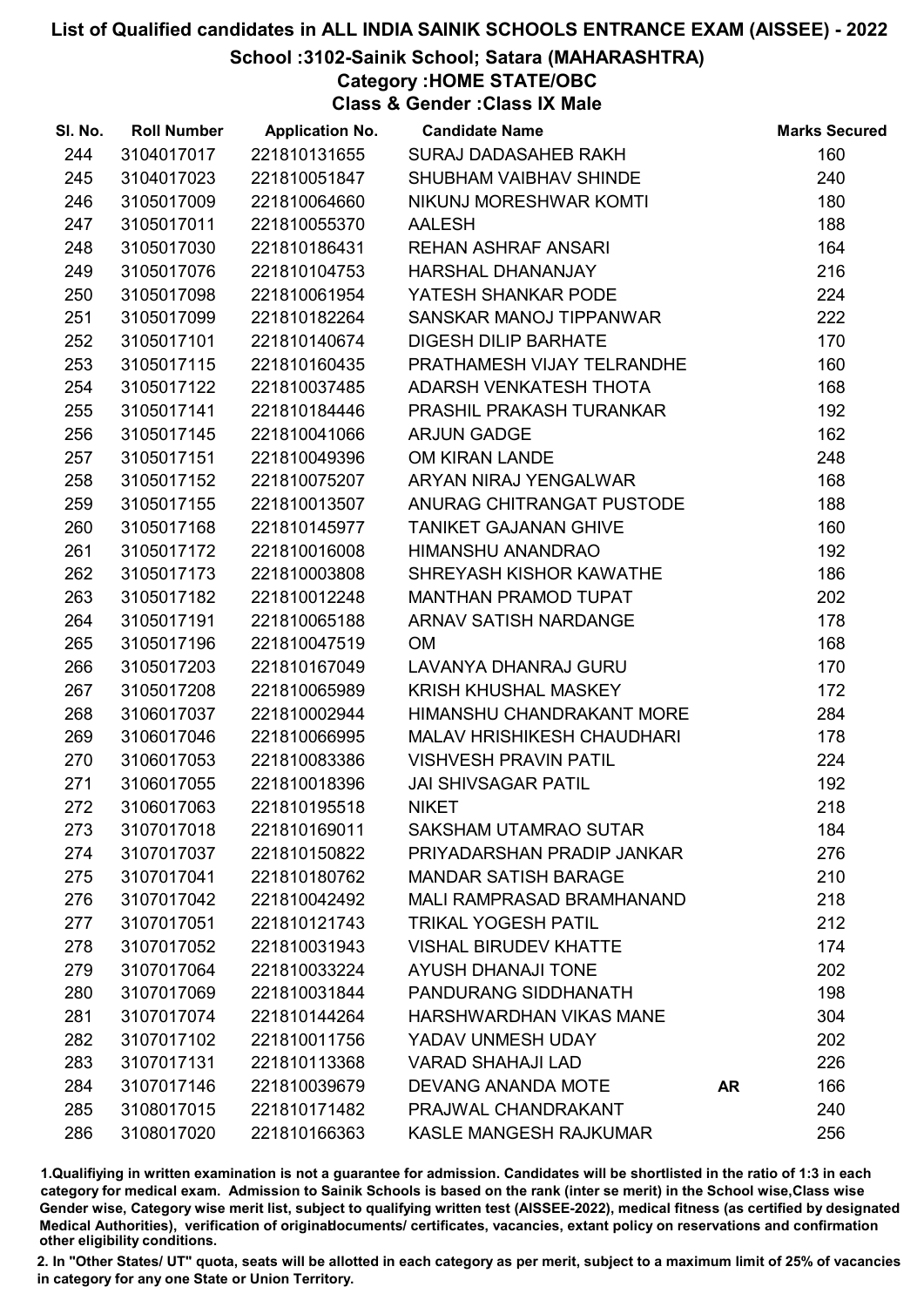# List of Qualified candidates in ALL INDIA SAINIK SCHOOLS ENTRANCE EXAM (AISSEE) - 2022

## School :3102-Sainik School; Satara (MAHARASHTRA)

### Category :HOME STATE/OBC

### Class & Gender :Class IX Male

| Sl. No. | Roll Number | Application No. | Candidate Name | | Marks Secured |
|---|---|---|---|---|---|
| 244 | 3104017017 | 221810131655 | SURAJ DADASAHEB RAKH | | 160 |
| 245 | 3104017023 | 221810051847 | SHUBHAM VAIBHAV SHINDE | | 240 |
| 246 | 3105017009 | 221810064660 | NIKUNJ MORESHWAR KOMTI | | 180 |
| 247 | 3105017011 | 221810055370 | AALESH | | 188 |
| 248 | 3105017030 | 221810186431 | REHAN ASHRAF ANSARI | | 164 |
| 249 | 3105017076 | 221810104753 | HARSHAL DHANANJAY | | 216 |
| 250 | 3105017098 | 221810061954 | YATESH SHANKAR PODE | | 224 |
| 251 | 3105017099 | 221810182264 | SANSKAR MANOJ TIPPANWAR | | 222 |
| 252 | 3105017101 | 221810140674 | DIGESH DILIP BARHATE | | 170 |
| 253 | 3105017115 | 221810160435 | PRATHAMESH VIJAY TELRANDHE | | 160 |
| 254 | 3105017122 | 221810037485 | ADARSH VENKATESH THOTA | | 168 |
| 255 | 3105017141 | 221810184446 | PRASHIL PRAKASH TURANKAR | | 192 |
| 256 | 3105017145 | 221810041066 | ARJUN GADGE | | 162 |
| 257 | 3105017151 | 221810049396 | OM KIRAN LANDE | | 248 |
| 258 | 3105017152 | 221810075207 | ARYAN NIRAJ YENGALWAR | | 168 |
| 259 | 3105017155 | 221810013507 | ANURAG CHITRANGAT PUSTODE | | 188 |
| 260 | 3105017168 | 221810145977 | TANIKET GAJANAN GHIVE | | 160 |
| 261 | 3105017172 | 221810016008 | HIMANSHU ANANDRAO | | 192 |
| 262 | 3105017173 | 221810003808 | SHREYASH KISHOR KAWATHE | | 186 |
| 263 | 3105017182 | 221810012248 | MANTHAN PRAMOD TUPAT | | 202 |
| 264 | 3105017191 | 221810065188 | ARNAV SATISH NARDANGE | | 178 |
| 265 | 3105017196 | 221810047519 | OM | | 168 |
| 266 | 3105017203 | 221810167049 | LAVANYA DHANRAJ GURU | | 170 |
| 267 | 3105017208 | 221810065989 | KRISH KHUSHAL MASKEY | | 172 |
| 268 | 3106017037 | 221810002944 | HIMANSHU CHANDRAKANT MORE | | 284 |
| 269 | 3106017046 | 221810066995 | MALAV HRISHIKESH CHAUDHARI | | 178 |
| 270 | 3106017053 | 221810083386 | VISHVESH PRAVIN PATIL | | 224 |
| 271 | 3106017055 | 221810018396 | JAI SHIVSAGAR PATIL | | 192 |
| 272 | 3106017063 | 221810195518 | NIKET | | 218 |
| 273 | 3107017018 | 221810169011 | SAKSHAM UTAMRAO SUTAR | | 184 |
| 274 | 3107017037 | 221810150822 | PRIYADARSHAN PRADIP JANKAR | | 276 |
| 275 | 3107017041 | 221810180762 | MANDAR SATISH BARAGE | | 210 |
| 276 | 3107017042 | 221810042492 | MALI RAMPRASAD BRAMHANAND | | 218 |
| 277 | 3107017051 | 221810121743 | TRIKAL YOGESH PATIL | | 212 |
| 278 | 3107017052 | 221810031943 | VISHAL BIRUDEV KHATTE | | 174 |
| 279 | 3107017064 | 221810033224 | AYUSH DHANAJI TONE | | 202 |
| 280 | 3107017069 | 221810031844 | PANDURANG SIDDHANATH | | 198 |
| 281 | 3107017074 | 221810144264 | HARSHWARDHAN VIKAS MANE | | 304 |
| 282 | 3107017102 | 221810011756 | YADAV UNMESH UDAY | | 202 |
| 283 | 3107017131 | 221810113368 | VARAD SHAHAJI LAD | | 226 |
| 284 | 3107017146 | 221810039679 | DEVANG ANANDA MOTE | **AR** | 166 |
| 285 | 3108017015 | 221810171482 | PRAJWAL CHANDRAKANT | | 240 |
| 286 | 3108017020 | 221810166363 | KASLE MANGESH RAJKUMAR | | 256 |

1.Qualifying in written examination is not a guarantee for admission. Candidates will be shortlisted in the ratio of 1:3 in each category for medical exam. Admission to Sainik Schools is based on the rank (inter se merit) in the School wise,Class wise Gender wise, Category wise merit list, subject to qualifying written test (AISSEE-2022), medical fitness (as certified by designated Medical Authorities), verification of originaldocuments/ certificates, vacancies, extant policy on reservations and confirmation other eligibility conditions.

2. In "Other States/ UT" quota, seats will be allotted in each category as per merit, subject to a maximum limit of 25% of vacancies in category for any one State or Union Territory.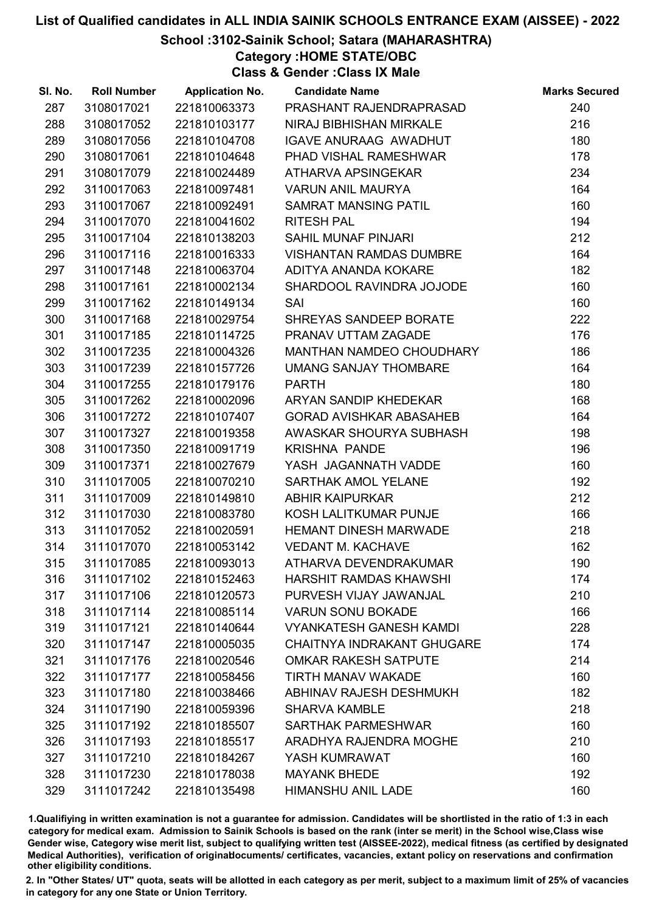# List of Qualified candidates in ALL INDIA SAINIK SCHOOLS ENTRANCE EXAM (AISSEE) - 2022

## School :3102-Sainik School; Satara (MAHARASHTRA)

### Category :HOME STATE/OBC

### Class & Gender :Class IX Male

| Sl. No. | Roll Number | Application No. | Candidate Name | Marks Secured |
|---|---|---|---|---|
| 287 | 3108017021 | 221810063373 | PRASHANT RAJENDRAPRASAD | 240 |
| 288 | 3108017052 | 221810103177 | NIRAJ BIBHISHAN MIRKALE | 216 |
| 289 | 3108017056 | 221810104708 | IGAVE ANURAAG AWADHUT | 180 |
| 290 | 3108017061 | 221810104648 | PHAD VISHAL RAMESHWAR | 178 |
| 291 | 3108017079 | 221810024489 | ATHARVA APSINGEKAR | 234 |
| 292 | 3110017063 | 221810097481 | VARUN ANIL MAURYA | 164 |
| 293 | 3110017067 | 221810092491 | SAMRAT MANSING PATIL | 160 |
| 294 | 3110017070 | 221810041602 | RITESH PAL | 194 |
| 295 | 3110017104 | 221810138203 | SAHIL MUNAF PINJARI | 212 |
| 296 | 3110017116 | 221810016333 | VISHANTAN RAMDAS DUMBRE | 164 |
| 297 | 3110017148 | 221810063704 | ADITYA ANANDA KOKARE | 182 |
| 298 | 3110017161 | 221810002134 | SHARDOOL RAVINDRA JOJODE | 160 |
| 299 | 3110017162 | 221810149134 | SAI | 160 |
| 300 | 3110017168 | 221810029754 | SHREYAS SANDEEP BORATE | 222 |
| 301 | 3110017185 | 221810114725 | PRANAV UTTAM ZAGADE | 176 |
| 302 | 3110017235 | 221810004326 | MANTHAN NAMDEO CHOUDHARY | 186 |
| 303 | 3110017239 | 221810157726 | UMANG SANJAY THOMBARE | 164 |
| 304 | 3110017255 | 221810179176 | PARTH | 180 |
| 305 | 3110017262 | 221810002096 | ARYAN SANDIP KHEDEKAR | 168 |
| 306 | 3110017272 | 221810107407 | GORAD AVISHKAR ABASAHEB | 164 |
| 307 | 3110017327 | 221810019358 | AWASKAR SHOURYA SUBHASH | 198 |
| 308 | 3110017350 | 221810091719 | KRISHNA PANDE | 196 |
| 309 | 3110017371 | 221810027679 | YASH JAGANNATH VADDE | 160 |
| 310 | 3111017005 | 221810070210 | SARTHAK AMOL YELANE | 192 |
| 311 | 3111017009 | 221810149810 | ABHIR KAIPURKAR | 212 |
| 312 | 3111017030 | 221810083780 | KOSH LALITKUMAR PUNJE | 166 |
| 313 | 3111017052 | 221810020591 | HEMANT DINESH MARWADE | 218 |
| 314 | 3111017070 | 221810053142 | VEDANT M. KACHAVE | 162 |
| 315 | 3111017085 | 221810093013 | ATHARVA DEVENDRAKUMAR | 190 |
| 316 | 3111017102 | 221810152463 | HARSHIT RAMDAS KHAWSHI | 174 |
| 317 | 3111017106 | 221810120573 | PURVESH VIJAY JAWANJAL | 210 |
| 318 | 3111017114 | 221810085114 | VARUN SONU BOKADE | 166 |
| 319 | 3111017121 | 221810140644 | VYANKATESH GANESH KAMDI | 228 |
| 320 | 3111017147 | 221810005035 | CHAITNYA INDRAKANT GHUGARE | 174 |
| 321 | 3111017176 | 221810020546 | OMKAR RAKESH SATPUTE | 214 |
| 322 | 3111017177 | 221810058456 | TIRTH MANAV WAKADE | 160 |
| 323 | 3111017180 | 221810038466 | ABHINAV RAJESH DESHMUKH | 182 |
| 324 | 3111017190 | 221810059396 | SHARVA KAMBLE | 218 |
| 325 | 3111017192 | 221810185507 | SARTHAK PARMESHWAR | 160 |
| 326 | 3111017193 | 221810185517 | ARADHYA RAJENDRA MOGHE | 210 |
| 327 | 3111017210 | 221810184267 | YASH KUMRAWAT | 160 |
| 328 | 3111017230 | 221810178038 | MAYANK BHEDE | 192 |
| 329 | 3111017242 | 221810135498 | HIMANSHU ANIL LADE | 160 |

1.Qualifiying in written examination is not a guarantee for admission. Candidates will be shortlisted in the ratio of 1:3 in each category for medical exam. Admission to Sainik Schools is based on the rank (inter se merit) in the School wise,Class wise Gender wise, Category wise merit list, subject to qualifying written test (AISSEE-2022), medical fitness (as certified by designated Medical Authorities), verification of originaldocuments/ certificates, vacancies, extant policy on reservations and confirmation other eligibility conditions.

2. In "Other States/ UT" quota, seats will be allotted in each category as per merit, subject to a maximum limit of 25% of vacancies in category for any one State or Union Territory.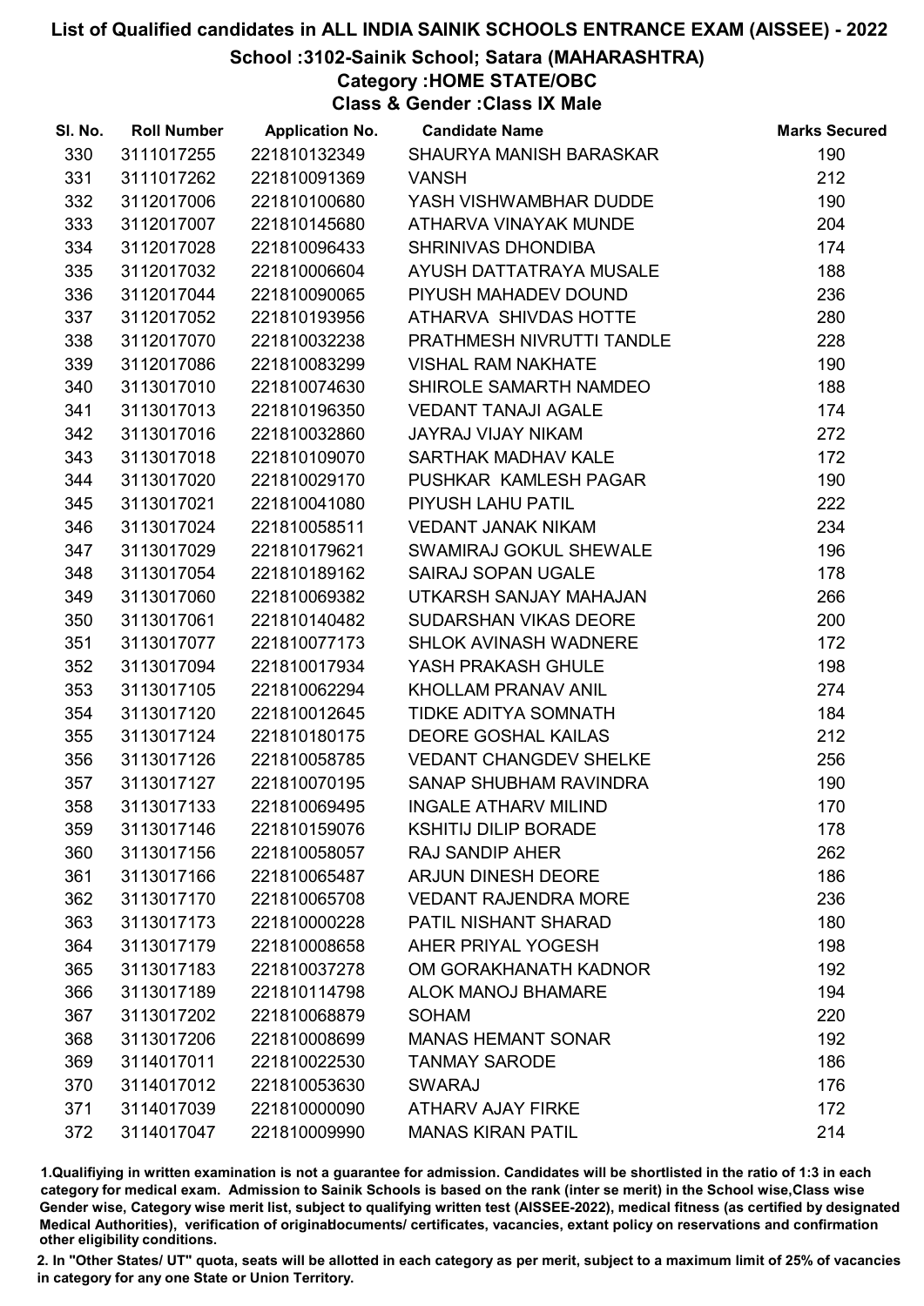# List of Qualified candidates in ALL INDIA SAINIK SCHOOLS ENTRANCE EXAM (AISSEE) - 2022

## School :3102-Sainik School; Satara (MAHARASHTRA)

### Category :HOME STATE/OBC

### Class & Gender :Class IX Male

| Sl. No. | Roll Number | Application No. | Candidate Name | Marks Secured |
|---|---|---|---|---|
| 330 | 3111017255 | 221810132349 | SHAURYA MANISH BARASKAR | 190 |
| 331 | 3111017262 | 221810091369 | VANSH | 212 |
| 332 | 3112017006 | 221810100680 | YASH VISHWAMBHAR DUDDE | 190 |
| 333 | 3112017007 | 221810145680 | ATHARVA VINAYAK MUNDE | 204 |
| 334 | 3112017028 | 221810096433 | SHRINIVAS DHONDIBA | 174 |
| 335 | 3112017032 | 221810006604 | AYUSH DATTATRAYA MUSALE | 188 |
| 336 | 3112017044 | 221810090065 | PIYUSH MAHADEV DOUND | 236 |
| 337 | 3112017052 | 221810193956 | ATHARVA SHIVDAS HOTTE | 280 |
| 338 | 3112017070 | 221810032238 | PRATHMESH NIVRUTTI TANDLE | 228 |
| 339 | 3112017086 | 221810083299 | VISHAL RAM NAKHATE | 190 |
| 340 | 3113017010 | 221810074630 | SHIROLE SAMARTH NAMDEO | 188 |
| 341 | 3113017013 | 221810196350 | VEDANT TANAJI AGALE | 174 |
| 342 | 3113017016 | 221810032860 | JAYRAJ VIJAY NIKAM | 272 |
| 343 | 3113017018 | 221810109070 | SARTHAK MADHAV KALE | 172 |
| 344 | 3113017020 | 221810029170 | PUSHKAR KAMLESH PAGAR | 190 |
| 345 | 3113017021 | 221810041080 | PIYUSH LAHU PATIL | 222 |
| 346 | 3113017024 | 221810058511 | VEDANT JANAK NIKAM | 234 |
| 347 | 3113017029 | 221810179621 | SWAMIRAJ GOKUL SHEWALE | 196 |
| 348 | 3113017054 | 221810189162 | SAIRAJ SOPAN UGALE | 178 |
| 349 | 3113017060 | 221810069382 | UTKARSH SANJAY MAHAJAN | 266 |
| 350 | 3113017061 | 221810140482 | SUDARSHAN VIKAS DEORE | 200 |
| 351 | 3113017077 | 221810077173 | SHLOK AVINASH WADNERE | 172 |
| 352 | 3113017094 | 221810017934 | YASH PRAKASH GHULE | 198 |
| 353 | 3113017105 | 221810062294 | KHOLLAM PRANAV ANIL | 274 |
| 354 | 3113017120 | 221810012645 | TIDKE ADITYA SOMNATH | 184 |
| 355 | 3113017124 | 221810180175 | DEORE GOSHAL KAILAS | 212 |
| 356 | 3113017126 | 221810058785 | VEDANT CHANGDEV SHELKE | 256 |
| 357 | 3113017127 | 221810070195 | SANAP SHUBHAM RAVINDRA | 190 |
| 358 | 3113017133 | 221810069495 | INGALE ATHARV MILIND | 170 |
| 359 | 3113017146 | 221810159076 | KSHITIJ DILIP BORADE | 178 |
| 360 | 3113017156 | 221810058057 | RAJ SANDIP AHER | 262 |
| 361 | 3113017166 | 221810065487 | ARJUN DINESH DEORE | 186 |
| 362 | 3113017170 | 221810065708 | VEDANT RAJENDRA MORE | 236 |
| 363 | 3113017173 | 221810000228 | PATIL NISHANT SHARAD | 180 |
| 364 | 3113017179 | 221810008658 | AHER PRIYAL YOGESH | 198 |
| 365 | 3113017183 | 221810037278 | OM GORAKHANATH KADNOR | 192 |
| 366 | 3113017189 | 221810114798 | ALOK MANOJ BHAMARE | 194 |
| 367 | 3113017202 | 221810068879 | SOHAM | 220 |
| 368 | 3113017206 | 221810008699 | MANAS HEMANT SONAR | 192 |
| 369 | 3114017011 | 221810022530 | TANMAY SARODE | 186 |
| 370 | 3114017012 | 221810053630 | SWARAJ | 176 |
| 371 | 3114017039 | 221810000090 | ATHARV AJAY FIRKE | 172 |
| 372 | 3114017047 | 221810009990 | MANAS KIRAN PATIL | 214 |

1.Qualifiying in written examination is not a guarantee for admission. Candidates will be shortlisted in the ratio of 1:3 in each category for medical exam. Admission to Sainik Schools is based on the rank (inter se merit) in the School wise,Class wise Gender wise, Category wise merit list, subject to qualifying written test (AISSEE-2022), medical fitness (as certified by designated Medical Authorities), verification of originaldocuments/ certificates, vacancies, extant policy on reservations and confirmation other eligibility conditions.

2. In "Other States/ UT" quota, seats will be allotted in each category as per merit, subject to a maximum limit of 25% of vacancies in category for any one State or Union Territory.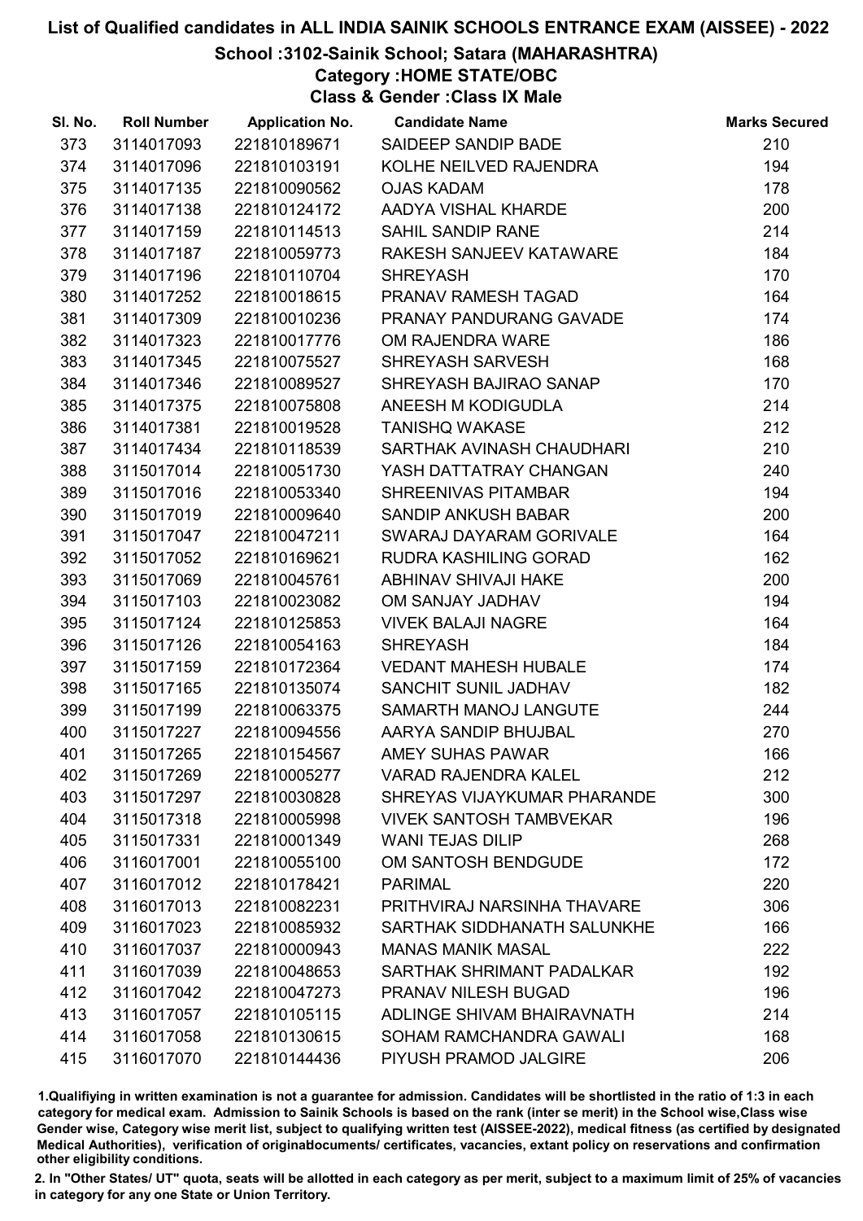# List of Qualified candidates in ALL INDIA SAINIK SCHOOLS ENTRANCE EXAM (AISSEE) - 2022

## School :3102-Sainik School; Satara (MAHARASHTRA)

### Category :HOME STATE/OBC

### Class & Gender :Class IX Male

| Sl. No. | Roll Number | Application No. | Candidate Name | Marks Secured |
|---|---|---|---|---|
| 373 | 3114017093 | 221810189671 | SAIDEEP SANDIP BADE | 210 |
| 374 | 3114017096 | 221810103191 | KOLHE NEILVED RAJENDRA | 194 |
| 375 | 3114017135 | 221810090562 | OJAS KADAM | 178 |
| 376 | 3114017138 | 221810124172 | AADYA VISHAL KHARDE | 200 |
| 377 | 3114017159 | 221810114513 | SAHIL SANDIP RANE | 214 |
| 378 | 3114017187 | 221810059773 | RAKESH SANJEEV KATAWARE | 184 |
| 379 | 3114017196 | 221810110704 | SHREYASH | 170 |
| 380 | 3114017252 | 221810018615 | PRANAV RAMESH TAGAD | 164 |
| 381 | 3114017309 | 221810010236 | PRANAY PANDURANG GAVADE | 174 |
| 382 | 3114017323 | 221810017776 | OM RAJENDRA WARE | 186 |
| 383 | 3114017345 | 221810075527 | SHREYASH SARVESH | 168 |
| 384 | 3114017346 | 221810089527 | SHREYASH BAJIRAO SANAP | 170 |
| 385 | 3114017375 | 221810075808 | ANEESH M KODIGUDLA | 214 |
| 386 | 3114017381 | 221810019528 | TANISHQ WAKASE | 212 |
| 387 | 3114017434 | 221810118539 | SARTHAK AVINASH CHAUDHARI | 210 |
| 388 | 3115017014 | 221810051730 | YASH DATTATRAY CHANGAN | 240 |
| 389 | 3115017016 | 221810053340 | SHREENIVAS PITAMBAR | 194 |
| 390 | 3115017019 | 221810009640 | SANDIP ANKUSH BABAR | 200 |
| 391 | 3115017047 | 221810047211 | SWARAJ DAYARAM GORIVALE | 164 |
| 392 | 3115017052 | 221810169621 | RUDRA KASHILING GORAD | 162 |
| 393 | 3115017069 | 221810045761 | ABHINAV SHIVAJI HAKE | 200 |
| 394 | 3115017103 | 221810023082 | OM SANJAY JADHAV | 194 |
| 395 | 3115017124 | 221810125853 | VIVEK BALAJI NAGRE | 164 |
| 396 | 3115017126 | 221810054163 | SHREYASH | 184 |
| 397 | 3115017159 | 221810172364 | VEDANT MAHESH HUBALE | 174 |
| 398 | 3115017165 | 221810135074 | SANCHIT SUNIL JADHAV | 182 |
| 399 | 3115017199 | 221810063375 | SAMARTH MANOJ LANGUTE | 244 |
| 400 | 3115017227 | 221810094556 | AARYA SANDIP BHUJBAL | 270 |
| 401 | 3115017265 | 221810154567 | AMEY SUHAS PAWAR | 166 |
| 402 | 3115017269 | 221810005277 | VARAD RAJENDRA KALEL | 212 |
| 403 | 3115017297 | 221810030828 | SHREYAS VIJAYKUMAR PHARANDE | 300 |
| 404 | 3115017318 | 221810005998 | VIVEK SANTOSH TAMBVEKAR | 196 |
| 405 | 3115017331 | 221810001349 | WANI TEJAS DILIP | 268 |
| 406 | 3116017001 | 221810055100 | OM SANTOSH BENDGUDE | 172 |
| 407 | 3116017012 | 221810178421 | PARIMAL | 220 |
| 408 | 3116017013 | 221810082231 | PRITHVIRAJ NARSINHA THAVARE | 306 |
| 409 | 3116017023 | 221810085932 | SARTHAK SIDDHANATH SALUNKHE | 166 |
| 410 | 3116017037 | 221810000943 | MANAS MANIK MASAL | 222 |
| 411 | 3116017039 | 221810048653 | SARTHAK SHRIMANT PADALKAR | 192 |
| 412 | 3116017042 | 221810047273 | PRANAV NILESH BUGAD | 196 |
| 413 | 3116017057 | 221810105115 | ADLINGE SHIVAM BHAIRAVNATH | 214 |
| 414 | 3116017058 | 221810130615 | SOHAM RAMCHANDRA GAWALI | 168 |
| 415 | 3116017070 | 221810144436 | PIYUSH PRAMOD JALGIRE | 206 |

1.Qualifiying in written examination is not a guarantee for admission. Candidates will be shortlisted in the ratio of 1:3 in each category for medical exam. Admission to Sainik Schools is based on the rank (inter se merit) in the School wise,Class wise Gender wise, Category wise merit list, subject to qualifying written test (AISSEE-2022), medical fitness (as certified by designated Medical Authorities), verification of originaldocuments/ certificates, vacancies, extant policy on reservations and confirmation other eligibility conditions.

2. In "Other States/ UT" quota, seats will be allotted in each category as per merit, subject to a maximum limit of 25% of vacancies in category for any one State or Union Territory.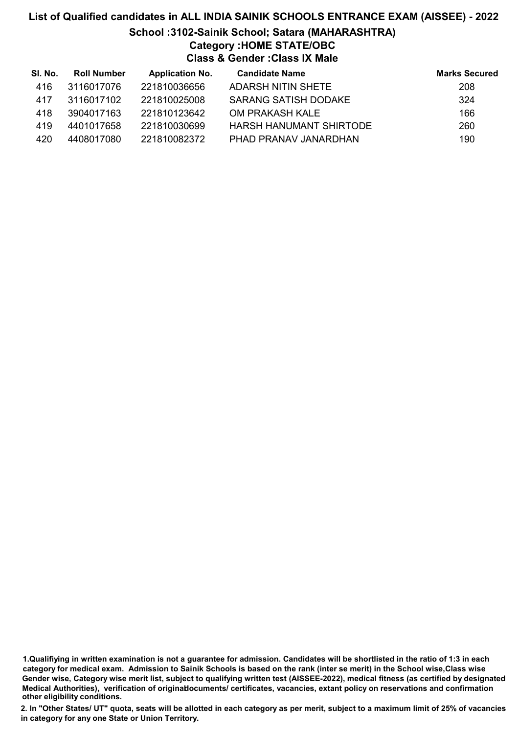# List of Qualified candidates in ALL INDIA SAINIK SCHOOLS ENTRANCE EXAM (AISSEE) - 2022

## School :3102-Sainik School; Satara (MAHARASHTRA)

### Category :HOME STATE/OBC

### Class & Gender :Class IX Male

| Sl. No. | Roll Number | Application No. | Candidate Name | Marks Secured |
|---|---|---|---|---|
| 416 | 3116017076 | 221810036656 | ADARSH NITIN SHETE | 208 |
| 417 | 3116017102 | 221810025008 | SARANG SATISH DODAKE | 324 |
| 418 | 3904017163 | 221810123642 | OM PRAKASH KALE | 166 |
| 419 | 4401017658 | 221810030699 | HARSH HANUMANT SHIRTODE | 260 |
| 420 | 4408017080 | 221810082372 | PHAD PRANAV JANARDHAN | 190 |

**1.Qualifiying in written examination is not a guarantee for admission. Candidates will be shortlisted in the ratio of 1:3 in each category for medical exam. Admission to Sainik Schools is based on the rank (inter se merit) in the School wise,Class wise Gender wise, Category wise merit list, subject to qualifying written test (AISSEE-2022), medical fitness (as certified by designated Medical Authorities), verification of originaldocuments/ certificates, vacancies, extant policy on reservations and confirmation other eligibility conditions.**

**2. In "Other States/ UT" quota, seats will be allotted in each category as per merit, subject to a maximum limit of 25% of vacancies in category for any one State or Union Territory.**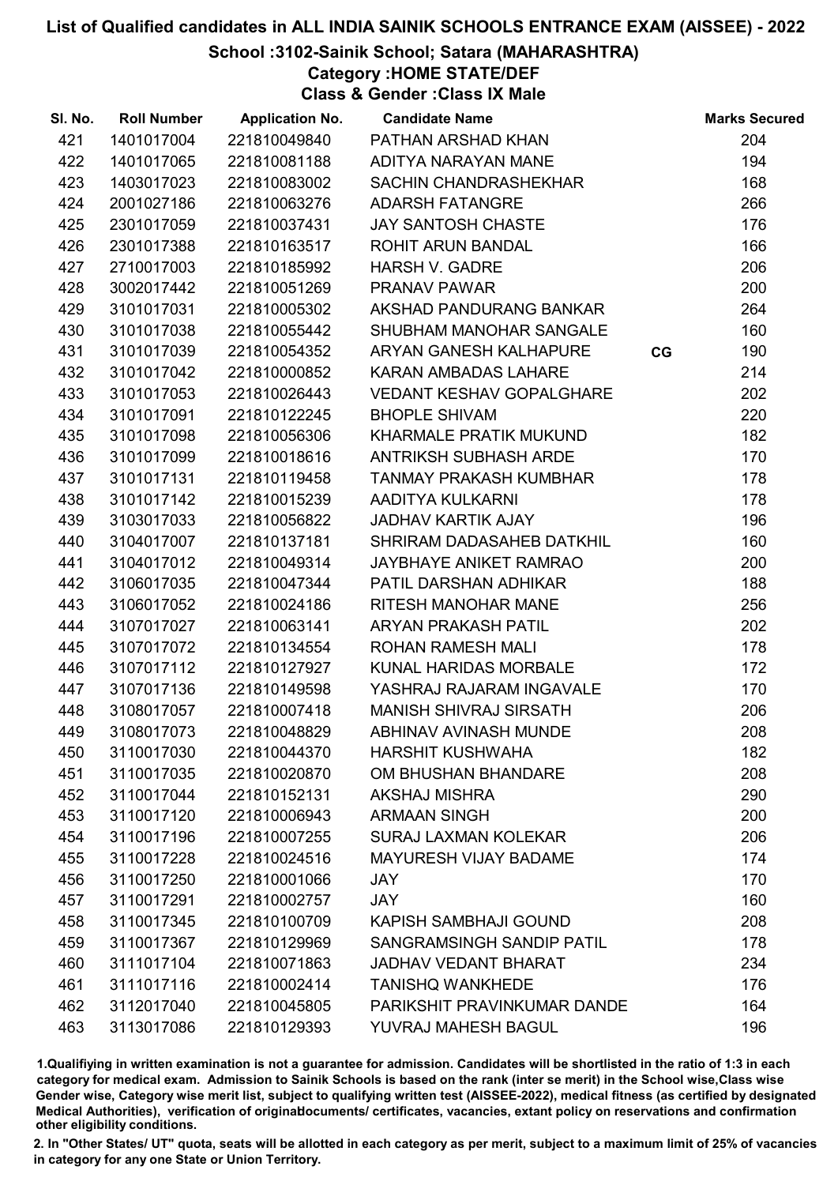# List of Qualified candidates in ALL INDIA SAINIK SCHOOLS ENTRANCE EXAM (AISSEE) - 2022

## School :3102-Sainik School; Satara (MAHARASHTRA)

### Category :HOME STATE/DEF

### Class & Gender :Class IX Male

| Sl. No. | Roll Number | Application No. | Candidate Name | | Marks Secured |
|---|---|---|---|---|---|
| 421 | 1401017004 | 221810049840 | PATHAN ARSHAD KHAN | | 204 |
| 422 | 1401017065 | 221810081188 | ADITYA NARAYAN MANE | | 194 |
| 423 | 1403017023 | 221810083002 | SACHIN CHANDRASHEKHAR | | 168 |
| 424 | 2001027186 | 221810063276 | ADARSH FATANGRE | | 266 |
| 425 | 2301017059 | 221810037431 | JAY SANTOSH CHASTE | | 176 |
| 426 | 2301017388 | 221810163517 | ROHIT ARUN BANDAL | | 166 |
| 427 | 2710017003 | 221810185992 | HARSH V. GADRE | | 206 |
| 428 | 3002017442 | 221810051269 | PRANAV PAWAR | | 200 |
| 429 | 3101017031 | 221810005302 | AKSHAD PANDURANG BANKAR | | 264 |
| 430 | 3101017038 | 221810055442 | SHUBHAM MANOHAR SANGALE | | 160 |
| 431 | 3101017039 | 221810054352 | ARYAN GANESH KALHAPURE | CG | 190 |
| 432 | 3101017042 | 221810000852 | KARAN AMBADAS LAHARE | | 214 |
| 433 | 3101017053 | 221810026443 | VEDANT KESHAV GOPALGHARE | | 202 |
| 434 | 3101017091 | 221810122245 | BHOPLE SHIVAM | | 220 |
| 435 | 3101017098 | 221810056306 | KHARMALE PRATIK MUKUND | | 182 |
| 436 | 3101017099 | 221810018616 | ANTRIKSH SUBHASH ARDE | | 170 |
| 437 | 3101017131 | 221810119458 | TANMAY PRAKASH KUMBHAR | | 178 |
| 438 | 3101017142 | 221810015239 | AADITYA KULKARNI | | 178 |
| 439 | 3103017033 | 221810056822 | JADHAV KARTIK AJAY | | 196 |
| 440 | 3104017007 | 221810137181 | SHRIRAM DADASAHEB DATKHIL | | 160 |
| 441 | 3104017012 | 221810049314 | JAYBHAYE ANIKET RAMRAO | | 200 |
| 442 | 3106017035 | 221810047344 | PATIL DARSHAN ADHIKAR | | 188 |
| 443 | 3106017052 | 221810024186 | RITESH MANOHAR MANE | | 256 |
| 444 | 3107017027 | 221810063141 | ARYAN PRAKASH PATIL | | 202 |
| 445 | 3107017072 | 221810134554 | ROHAN RAMESH MALI | | 178 |
| 446 | 3107017112 | 221810127927 | KUNAL HARIDAS MORBALE | | 172 |
| 447 | 3107017136 | 221810149598 | YASHRAJ RAJARAM INGAVALE | | 170 |
| 448 | 3108017057 | 221810007418 | MANISH SHIVRAJ SIRSATH | | 206 |
| 449 | 3108017073 | 221810048829 | ABHINAV AVINASH MUNDE | | 208 |
| 450 | 3110017030 | 221810044370 | HARSHIT KUSHWAHA | | 182 |
| 451 | 3110017035 | 221810020870 | OM BHUSHAN BHANDARE | | 208 |
| 452 | 3110017044 | 221810152131 | AKSHAJ MISHRA | | 290 |
| 453 | 3110017120 | 221810006943 | ARMAAN SINGH | | 200 |
| 454 | 3110017196 | 221810007255 | SURAJ LAXMAN KOLEKAR | | 206 |
| 455 | 3110017228 | 221810024516 | MAYURESH VIJAY BADAME | | 174 |
| 456 | 3110017250 | 221810001066 | JAY | | 170 |
| 457 | 3110017291 | 221810002757 | JAY | | 160 |
| 458 | 3110017345 | 221810100709 | KAPISH SAMBHAJI GOUND | | 208 |
| 459 | 3110017367 | 221810129969 | SANGRAMSINGH SANDIP PATIL | | 178 |
| 460 | 3111017104 | 221810071863 | JADHAV VEDANT BHARAT | | 234 |
| 461 | 3111017116 | 221810002414 | TANISHQ WANKHEDE | | 176 |
| 462 | 3112017040 | 221810045805 | PARIKSHIT PRAVINKUMAR DANDE | | 164 |
| 463 | 3113017086 | 221810129393 | YUVRAJ MAHESH BAGUL | | 196 |

1.Qualifying in written examination is not a guarantee for admission. Candidates will be shortlisted in the ratio of 1:3 in each category for medical exam. Admission to Sainik Schools is based on the rank (inter se merit) in the School wise,Class wise Gender wise, Category wise merit list, subject to qualifying written test (AISSEE-2022), medical fitness (as certified by designated Medical Authorities), verification of originaldocuments/ certificates, vacancies, extant policy on reservations and confirmation other eligibility conditions.

2. In "Other States/ UT" quota, seats will be allotted in each category as per merit, subject to a maximum limit of 25% of vacancies in category for any one State or Union Territory.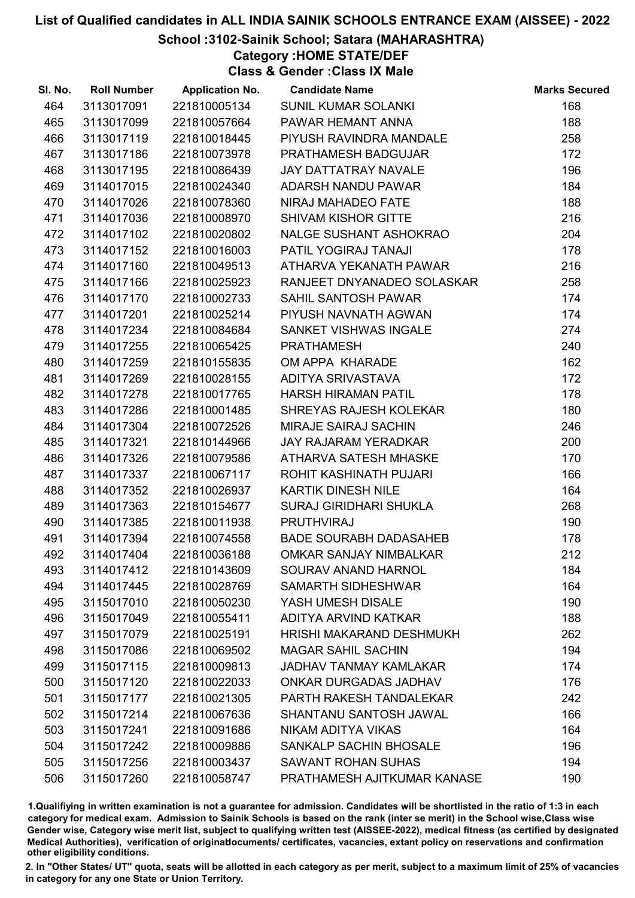# List of Qualified candidates in ALL INDIA SAINIK SCHOOLS ENTRANCE EXAM (AISSEE) - 2022

## School :3102-Sainik School; Satara (MAHARASHTRA)

### Category :HOME STATE/DEF

### Class & Gender :Class IX Male

| Sl. No. | Roll Number | Application No. | Candidate Name | Marks Secured |
|---|---|---|---|---|
| 464 | 3113017091 | 221810005134 | SUNIL KUMAR SOLANKI | 168 |
| 465 | 3113017099 | 221810057664 | PAWAR HEMANT ANNA | 188 |
| 466 | 3113017119 | 221810018445 | PIYUSH RAVINDRA MANDALE | 258 |
| 467 | 3113017186 | 221810073978 | PRATHAMESH BADGUJAR | 172 |
| 468 | 3113017195 | 221810086439 | JAY DATTATRAY NAVALE | 196 |
| 469 | 3114017015 | 221810024340 | ADARSH NANDU PAWAR | 184 |
| 470 | 3114017026 | 221810078360 | NIRAJ MAHADEO FATE | 188 |
| 471 | 3114017036 | 221810008970 | SHIVAM KISHOR GITTE | 216 |
| 472 | 3114017102 | 221810020802 | NALGE SUSHANT ASHOKRAO | 204 |
| 473 | 3114017152 | 221810016003 | PATIL YOGIRAJ TANAJI | 178 |
| 474 | 3114017160 | 221810049513 | ATHARVA YEKANATH PAWAR | 216 |
| 475 | 3114017166 | 221810025923 | RANJEET DNYANADEO SOLASKAR | 258 |
| 476 | 3114017170 | 221810002733 | SAHIL SANTOSH PAWAR | 174 |
| 477 | 3114017201 | 221810025214 | PIYUSH NAVNATH AGWAN | 174 |
| 478 | 3114017234 | 221810084684 | SANKET VISHWAS INGALE | 274 |
| 479 | 3114017255 | 221810065425 | PRATHAMESH | 240 |
| 480 | 3114017259 | 221810155835 | OM APPA KHARADE | 162 |
| 481 | 3114017269 | 221810028155 | ADITYA SRIVASTAVA | 172 |
| 482 | 3114017278 | 221810017765 | HARSH HIRAMAN PATIL | 178 |
| 483 | 3114017286 | 221810001485 | SHREYAS RAJESH KOLEKAR | 180 |
| 484 | 3114017304 | 221810072526 | MIRAJE SAIRAJ SACHIN | 246 |
| 485 | 3114017321 | 221810144966 | JAY RAJARAM YERADKAR | 200 |
| 486 | 3114017326 | 221810079586 | ATHARVA SATESH MHASKE | 170 |
| 487 | 3114017337 | 221810067117 | ROHIT KASHINATH PUJARI | 166 |
| 488 | 3114017352 | 221810026937 | KARTIK DINESH NILE | 164 |
| 489 | 3114017363 | 221810154677 | SURAJ GIRIDHARI SHUKLA | 268 |
| 490 | 3114017385 | 221810011938 | PRUTHVIRAJ | 190 |
| 491 | 3114017394 | 221810074558 | BADE SOURABH DADASAHEB | 178 |
| 492 | 3114017404 | 221810036188 | OMKAR SANJAY NIMBALKAR | 212 |
| 493 | 3114017412 | 221810143609 | SOURAV ANAND HARNOL | 184 |
| 494 | 3114017445 | 221810028769 | SAMARTH SIDHESHWAR | 164 |
| 495 | 3115017010 | 221810050230 | YASH UMESH DISALE | 190 |
| 496 | 3115017049 | 221810055411 | ADITYA ARVIND KATKAR | 188 |
| 497 | 3115017079 | 221810025191 | HRISHI MAKARAND DESHMUKH | 262 |
| 498 | 3115017086 | 221810069502 | MAGAR SAHIL SACHIN | 194 |
| 499 | 3115017115 | 221810009813 | JADHAV TANMAY KAMLAKAR | 174 |
| 500 | 3115017120 | 221810022033 | ONKAR DURGADAS JADHAV | 176 |
| 501 | 3115017177 | 221810021305 | PARTH RAKESH TANDALEKAR | 242 |
| 502 | 3115017214 | 221810067636 | SHANTANU SANTOSH JAWAL | 166 |
| 503 | 3115017241 | 221810091686 | NIKAM ADITYA VIKAS | 164 |
| 504 | 3115017242 | 221810009886 | SANKALP SACHIN BHOSALE | 196 |
| 505 | 3115017256 | 221810003437 | SAWANT ROHAN SUHAS | 194 |
| 506 | 3115017260 | 221810058747 | PRATHAMESH AJITKUMAR KANASE | 190 |

1.Qualifiying in written examination is not a guarantee for admission. Candidates will be shortlisted in the ratio of 1:3 in each category for medical exam. Admission to Sainik Schools is based on the rank (inter se merit) in the School wise,Class wise Gender wise, Category wise merit list, subject to qualifying written test (AISSEE-2022), medical fitness (as certified by designated Medical Authorities), verification of originaldocuments/ certificates, vacancies, extant policy on reservations and confirmation other eligibility conditions.

2. In "Other States/ UT" quota, seats will be allotted in each category as per merit, subject to a maximum limit of 25% of vacancies in category for any one State or Union Territory.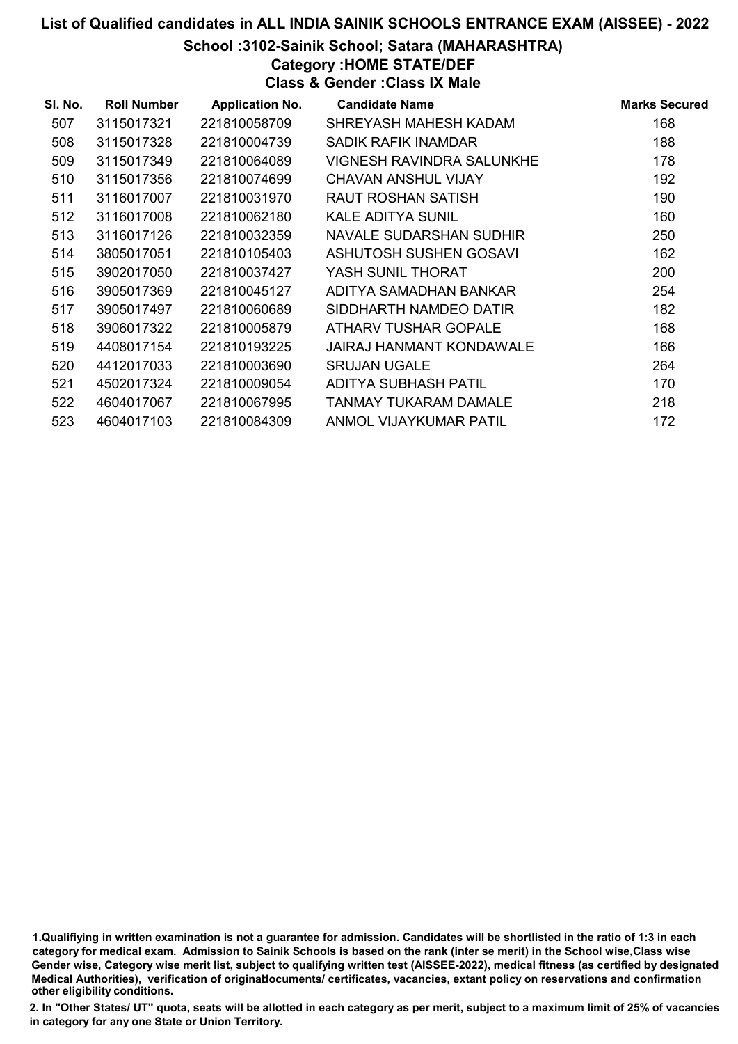# List of Qualified candidates in ALL INDIA SAINIK SCHOOLS ENTRANCE EXAM (AISSEE) - 2022

## School :3102-Sainik School; Satara (MAHARASHTRA)

### Category :HOME STATE/DEF

### Class & Gender :Class IX Male

| Sl. No. | Roll Number | Application No. | Candidate Name | Marks Secured |
|---|---|---|---|---|
| 507 | 3115017321 | 221810058709 | SHREYASH MAHESH KADAM | 168 |
| 508 | 3115017328 | 221810004739 | SADIK RAFIK INAMDAR | 188 |
| 509 | 3115017349 | 221810064089 | VIGNESH RAVINDRA SALUNKHE | 178 |
| 510 | 3115017356 | 221810074699 | CHAVAN ANSHUL VIJAY | 192 |
| 511 | 3116017007 | 221810031970 | RAUT ROSHAN SATISH | 190 |
| 512 | 3116017008 | 221810062180 | KALE ADITYA SUNIL | 160 |
| 513 | 3116017126 | 221810032359 | NAVALE SUDARSHAN SUDHIR | 250 |
| 514 | 3805017051 | 221810105403 | ASHUTOSH SUSHEN GOSAVI | 162 |
| 515 | 3902017050 | 221810037427 | YASH SUNIL THORAT | 200 |
| 516 | 3905017369 | 221810045127 | ADITYA SAMADHAN BANKAR | 254 |
| 517 | 3905017497 | 221810060689 | SIDDHARTH NAMDEO DATIR | 182 |
| 518 | 3906017322 | 221810005879 | ATHARV TUSHAR GOPALE | 168 |
| 519 | 4408017154 | 221810193225 | JAIRAJ HANMANT KONDAWALE | 166 |
| 520 | 4412017033 | 221810003690 | SRUJAN UGALE | 264 |
| 521 | 4502017324 | 221810009054 | ADITYA SUBHASH PATIL | 170 |
| 522 | 4604017067 | 221810067995 | TANMAY TUKARAM DAMALE | 218 |
| 523 | 4604017103 | 221810084309 | ANMOL VIJAYKUMAR PATIL | 172 |

1.Qualifiying in written examination is not a guarantee for admission. Candidates will be shortlisted in the ratio of 1:3 in each category for medical exam. Admission to Sainik Schools is based on the rank (inter se merit) in the School wise,Class wise Gender wise, Category wise merit list, subject to qualifying written test (AISSEE-2022), medical fitness (as certified by designated Medical Authorities), verification of originaldocuments/ certificates, vacancies, extant policy on reservations and confirmation other eligibility conditions.

2. In "Other States/ UT" quota, seats will be allotted in each category as per merit, subject to a maximum limit of 25% of vacancies in category for any one State or Union Territory.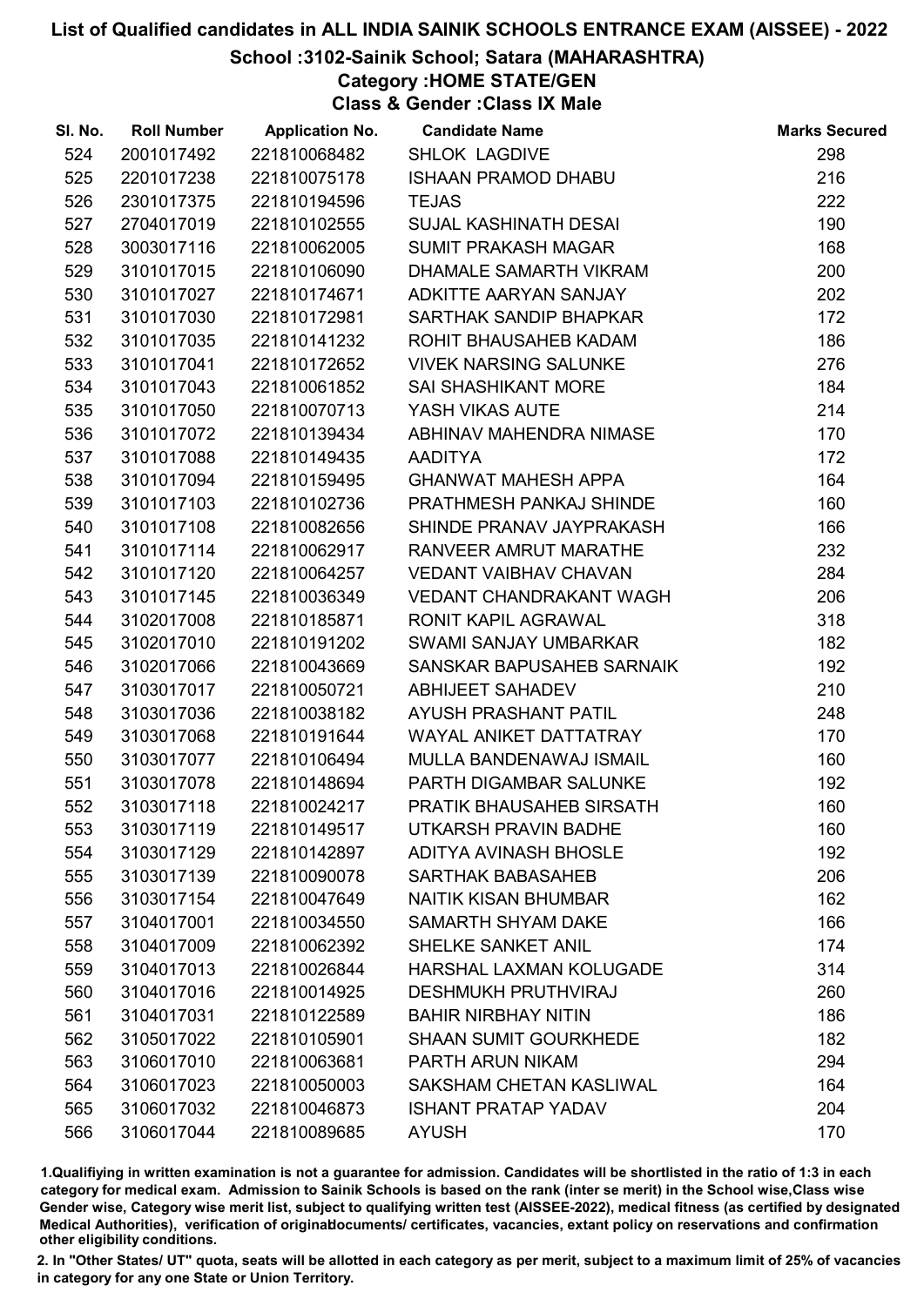# List of Qualified candidates in ALL INDIA SAINIK SCHOOLS ENTRANCE EXAM (AISSEE) - 2022

## School :3102-Sainik School; Satara (MAHARASHTRA)

### Category :HOME STATE/GEN

### Class & Gender :Class IX Male

| Sl. No. | Roll Number | Application No. | Candidate Name | Marks Secured |
|---|---|---|---|---|
| 524 | 2001017492 | 221810068482 | SHLOK LAGDIVE | 298 |
| 525 | 2201017238 | 221810075178 | ISHAAN PRAMOD DHABU | 216 |
| 526 | 2301017375 | 221810194596 | TEJAS | 222 |
| 527 | 2704017019 | 221810102555 | SUJAL KASHINATH DESAI | 190 |
| 528 | 3003017116 | 221810062005 | SUMIT PRAKASH MAGAR | 168 |
| 529 | 3101017015 | 221810106090 | DHAMALE SAMARTH VIKRAM | 200 |
| 530 | 3101017027 | 221810174671 | ADKITTE AARYAN SANJAY | 202 |
| 531 | 3101017030 | 221810172981 | SARTHAK SANDIP BHAPKAR | 172 |
| 532 | 3101017035 | 221810141232 | ROHIT BHAUSAHEB KADAM | 186 |
| 533 | 3101017041 | 221810172652 | VIVEK NARSING SALUNKE | 276 |
| 534 | 3101017043 | 221810061852 | SAI SHASHIKANT MORE | 184 |
| 535 | 3101017050 | 221810070713 | YASH VIKAS AUTE | 214 |
| 536 | 3101017072 | 221810139434 | ABHINAV MAHENDRA NIMASE | 170 |
| 537 | 3101017088 | 221810149435 | AADITYA | 172 |
| 538 | 3101017094 | 221810159495 | GHANWAT MAHESH APPA | 164 |
| 539 | 3101017103 | 221810102736 | PRATHMESH PANKAJ SHINDE | 160 |
| 540 | 3101017108 | 221810082656 | SHINDE PRANAV JAYPRAKASH | 166 |
| 541 | 3101017114 | 221810062917 | RANVEER AMRUT MARATHE | 232 |
| 542 | 3101017120 | 221810064257 | VEDANT VAIBHAV CHAVAN | 284 |
| 543 | 3101017145 | 221810036349 | VEDANT CHANDRAKANT WAGH | 206 |
| 544 | 3102017008 | 221810185871 | RONIT KAPIL AGRAWAL | 318 |
| 545 | 3102017010 | 221810191202 | SWAMI SANJAY UMBARKAR | 182 |
| 546 | 3102017066 | 221810043669 | SANSKAR BAPUSAHEB SARNAIK | 192 |
| 547 | 3103017017 | 221810050721 | ABHIJEET SAHADEV | 210 |
| 548 | 3103017036 | 221810038182 | AYUSH PRASHANT PATIL | 248 |
| 549 | 3103017068 | 221810191644 | WAYAL ANIKET DATTATRAY | 170 |
| 550 | 3103017077 | 221810106494 | MULLA BANDENAWAJ ISMAIL | 160 |
| 551 | 3103017078 | 221810148694 | PARTH DIGAMBAR SALUNKE | 192 |
| 552 | 3103017118 | 221810024217 | PRATIK BHAUSAHEB SIRSATH | 160 |
| 553 | 3103017119 | 221810149517 | UTKARSH PRAVIN BADHE | 160 |
| 554 | 3103017129 | 221810142897 | ADITYA AVINASH BHOSLE | 192 |
| 555 | 3103017139 | 221810090078 | SARTHAK BABASAHEB | 206 |
| 556 | 3103017154 | 221810047649 | NAITIK KISAN BHUMBAR | 162 |
| 557 | 3104017001 | 221810034550 | SAMARTH SHYAM DAKE | 166 |
| 558 | 3104017009 | 221810062392 | SHELKE SANKET ANIL | 174 |
| 559 | 3104017013 | 221810026844 | HARSHAL LAXMAN KOLUGADE | 314 |
| 560 | 3104017016 | 221810014925 | DESHMUKH PRUTHVIRAJ | 260 |
| 561 | 3104017031 | 221810122589 | BAHIR NIRBHAY NITIN | 186 |
| 562 | 3105017022 | 221810105901 | SHAAN SUMIT GOURKHEDE | 182 |
| 563 | 3106017010 | 221810063681 | PARTH ARUN NIKAM | 294 |
| 564 | 3106017023 | 221810050003 | SAKSHAM CHETAN KASLIWAL | 164 |
| 565 | 3106017032 | 221810046873 | ISHANT PRATAP YADAV | 204 |
| 566 | 3106017044 | 221810089685 | AYUSH | 170 |

1.Qualifiying in written examination is not a guarantee for admission. Candidates will be shortlisted in the ratio of 1:3 in each category for medical exam. Admission to Sainik Schools is based on the rank (inter se merit) in the School wise,Class wise Gender wise, Category wise merit list, subject to qualifying written test (AISSEE-2022), medical fitness (as certified by designated Medical Authorities), verification of originaldocuments/ certificates, vacancies, extant policy on reservations and confirmation other eligibility conditions.

2. In "Other States/ UT" quota, seats will be allotted in each category as per merit, subject to a maximum limit of 25% of vacancies in category for any one State or Union Territory.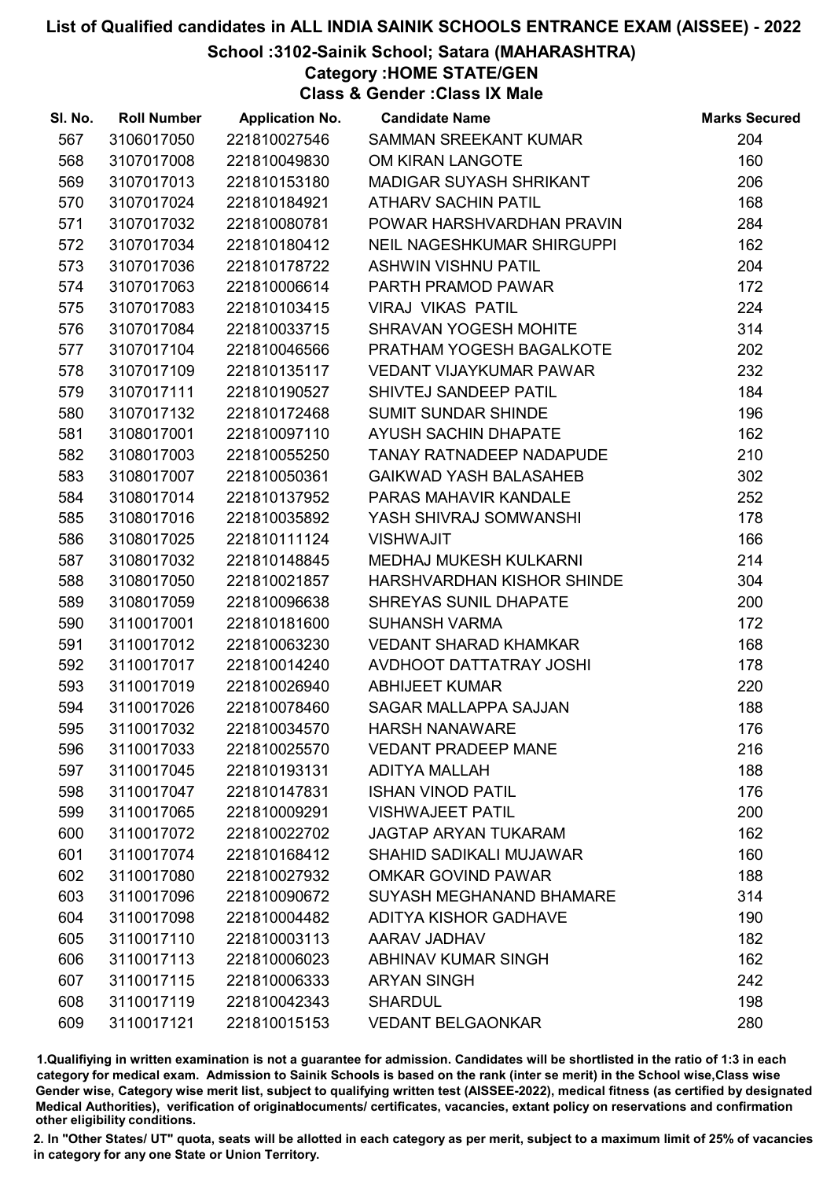# List of Qualified candidates in ALL INDIA SAINIK SCHOOLS ENTRANCE EXAM (AISSEE) - 2022

## School :3102-Sainik School; Satara (MAHARASHTRA)

### Category :HOME STATE/GEN

### Class & Gender :Class IX Male

| Sl. No. | Roll Number | Application No. | Candidate Name | Marks Secured |
|---|---|---|---|---|
| 567 | 3106017050 | 221810027546 | SAMMAN SREEKANT KUMAR | 204 |
| 568 | 3107017008 | 221810049830 | OM KIRAN LANGOTE | 160 |
| 569 | 3107017013 | 221810153180 | MADIGAR SUYASH SHRIKANT | 206 |
| 570 | 3107017024 | 221810184921 | ATHARV SACHIN PATIL | 168 |
| 571 | 3107017032 | 221810080781 | POWAR HARSHVARDHAN PRAVIN | 284 |
| 572 | 3107017034 | 221810180412 | NEIL NAGESHKUMAR SHIRGUPPI | 162 |
| 573 | 3107017036 | 221810178722 | ASHWIN VISHNU PATIL | 204 |
| 574 | 3107017063 | 221810006614 | PARTH PRAMOD PAWAR | 172 |
| 575 | 3107017083 | 221810103415 | VIRAJ VIKAS PATIL | 224 |
| 576 | 3107017084 | 221810033715 | SHRAVAN YOGESH MOHITE | 314 |
| 577 | 3107017104 | 221810046566 | PRATHAM YOGESH BAGALKOTE | 202 |
| 578 | 3107017109 | 221810135117 | VEDANT VIJAYKUMAR PAWAR | 232 |
| 579 | 3107017111 | 221810190527 | SHIVTEJ SANDEEP PATIL | 184 |
| 580 | 3107017132 | 221810172468 | SUMIT SUNDAR SHINDE | 196 |
| 581 | 3108017001 | 221810097110 | AYUSH SACHIN DHAPATE | 162 |
| 582 | 3108017003 | 221810055250 | TANAY RATNADEEP NADAPUDE | 210 |
| 583 | 3108017007 | 221810050361 | GAIKWAD YASH BALASAHEB | 302 |
| 584 | 3108017014 | 221810137952 | PARAS MAHAVIR KANDALE | 252 |
| 585 | 3108017016 | 221810035892 | YASH SHIVRAJ SOMWANSHI | 178 |
| 586 | 3108017025 | 221810111124 | VISHWAJIT | 166 |
| 587 | 3108017032 | 221810148845 | MEDHAJ MUKESH KULKARNI | 214 |
| 588 | 3108017050 | 221810021857 | HARSHVARDHAN KISHOR SHINDE | 304 |
| 589 | 3108017059 | 221810096638 | SHREYAS SUNIL DHAPATE | 200 |
| 590 | 3110017001 | 221810181600 | SUHANSH VARMA | 172 |
| 591 | 3110017012 | 221810063230 | VEDANT SHARAD KHAMKAR | 168 |
| 592 | 3110017017 | 221810014240 | AVDHOOT DATTATRAY JOSHI | 178 |
| 593 | 3110017019 | 221810026940 | ABHIJEET KUMAR | 220 |
| 594 | 3110017026 | 221810078460 | SAGAR MALLAPPA SAJJAN | 188 |
| 595 | 3110017032 | 221810034570 | HARSH NANAWARE | 176 |
| 596 | 3110017033 | 221810025570 | VEDANT PRADEEP MANE | 216 |
| 597 | 3110017045 | 221810193131 | ADITYA MALLAH | 188 |
| 598 | 3110017047 | 221810147831 | ISHAN VINOD PATIL | 176 |
| 599 | 3110017065 | 221810009291 | VISHWAJEET PATIL | 200 |
| 600 | 3110017072 | 221810022702 | JAGTAP ARYAN TUKARAM | 162 |
| 601 | 3110017074 | 221810168412 | SHAHID SADIKALI MUJAWAR | 160 |
| 602 | 3110017080 | 221810027932 | OMKAR GOVIND PAWAR | 188 |
| 603 | 3110017096 | 221810090672 | SUYASH MEGHANAND BHAMARE | 314 |
| 604 | 3110017098 | 221810004482 | ADITYA KISHOR GADHAVE | 190 |
| 605 | 3110017110 | 221810003113 | AARAV JADHAV | 182 |
| 606 | 3110017113 | 221810006023 | ABHINAV KUMAR SINGH | 162 |
| 607 | 3110017115 | 221810006333 | ARYAN SINGH | 242 |
| 608 | 3110017119 | 221810042343 | SHARDUL | 198 |
| 609 | 3110017121 | 221810015153 | VEDANT BELGAONKAR | 280 |

1.Qualifiying in written examination is not a guarantee for admission. Candidates will be shortlisted in the ratio of 1:3 in each category for medical exam. Admission to Sainik Schools is based on the rank (inter se merit) in the School wise,Class wise Gender wise, Category wise merit list, subject to qualifying written test (AISSEE-2022), medical fitness (as certified by designated Medical Authorities), verification of originaldocuments/ certificates, vacancies, extant policy on reservations and confirmation other eligibility conditions.

2. In "Other States/ UT" quota, seats will be allotted in each category as per merit, subject to a maximum limit of 25% of vacancies in category for any one State or Union Territory.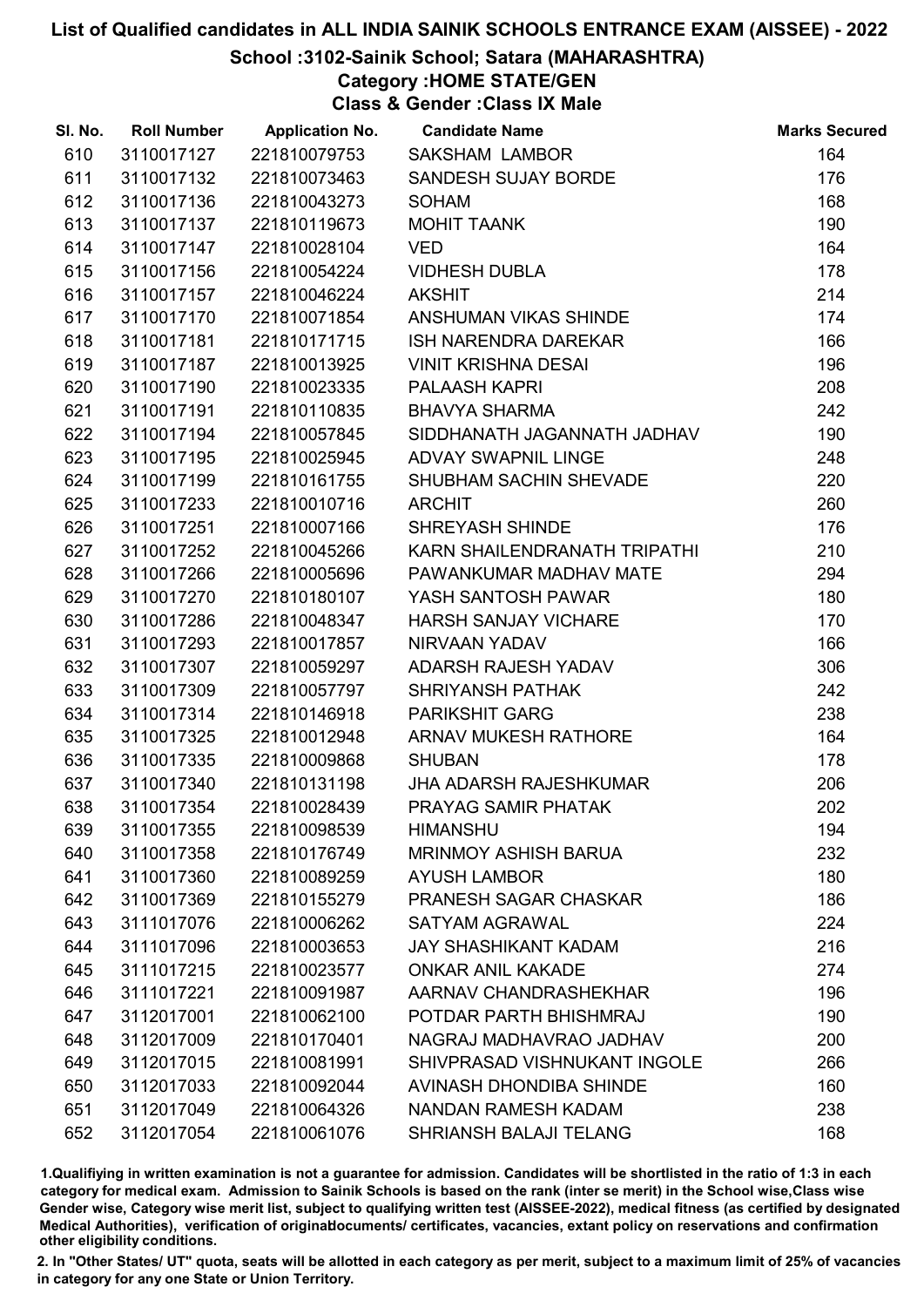# List of Qualified candidates in ALL INDIA SAINIK SCHOOLS ENTRANCE EXAM (AISSEE) - 2022

## School :3102-Sainik School; Satara (MAHARASHTRA)

### Category :HOME STATE/GEN

### Class & Gender :Class IX Male

| Sl. No. | Roll Number | Application No. | Candidate Name | Marks Secured |
|---|---|---|---|---|
| 610 | 3110017127 | 221810079753 | SAKSHAM LAMBOR | 164 |
| 611 | 3110017132 | 221810073463 | SANDESH SUJAY BORDE | 176 |
| 612 | 3110017136 | 221810043273 | SOHAM | 168 |
| 613 | 3110017137 | 221810119673 | MOHIT TAANK | 190 |
| 614 | 3110017147 | 221810028104 | VED | 164 |
| 615 | 3110017156 | 221810054224 | VIDHESH DUBLA | 178 |
| 616 | 3110017157 | 221810046224 | AKSHIT | 214 |
| 617 | 3110017170 | 221810071854 | ANSHUMAN VIKAS SHINDE | 174 |
| 618 | 3110017181 | 221810171715 | ISH NARENDRA DAREKAR | 166 |
| 619 | 3110017187 | 221810013925 | VINIT KRISHNA DESAI | 196 |
| 620 | 3110017190 | 221810023335 | PALAASH KAPRI | 208 |
| 621 | 3110017191 | 221810110835 | BHAVYA SHARMA | 242 |
| 622 | 3110017194 | 221810057845 | SIDDHANATH JAGANNATH JADHAV | 190 |
| 623 | 3110017195 | 221810025945 | ADVAY SWAPNIL LINGE | 248 |
| 624 | 3110017199 | 221810161755 | SHUBHAM SACHIN SHEVADE | 220 |
| 625 | 3110017233 | 221810010716 | ARCHIT | 260 |
| 626 | 3110017251 | 221810007166 | SHREYASH SHINDE | 176 |
| 627 | 3110017252 | 221810045266 | KARN SHAILENDRANATH TRIPATHI | 210 |
| 628 | 3110017266 | 221810005696 | PAWANKUMAR MADHAV MATE | 294 |
| 629 | 3110017270 | 221810180107 | YASH SANTOSH PAWAR | 180 |
| 630 | 3110017286 | 221810048347 | HARSH SANJAY VICHARE | 170 |
| 631 | 3110017293 | 221810017857 | NIRVAAN YADAV | 166 |
| 632 | 3110017307 | 221810059297 | ADARSH RAJESH YADAV | 306 |
| 633 | 3110017309 | 221810057797 | SHRIYANSH PATHAK | 242 |
| 634 | 3110017314 | 221810146918 | PARIKSHIT GARG | 238 |
| 635 | 3110017325 | 221810012948 | ARNAV MUKESH RATHORE | 164 |
| 636 | 3110017335 | 221810009868 | SHUBAN | 178 |
| 637 | 3110017340 | 221810131198 | JHA ADARSH RAJESHKUMAR | 206 |
| 638 | 3110017354 | 221810028439 | PRAYAG SAMIR PHATAK | 202 |
| 639 | 3110017355 | 221810098539 | HIMANSHU | 194 |
| 640 | 3110017358 | 221810176749 | MRINMOY ASHISH BARUA | 232 |
| 641 | 3110017360 | 221810089259 | AYUSH LAMBOR | 180 |
| 642 | 3110017369 | 221810155279 | PRANESH SAGAR CHASKAR | 186 |
| 643 | 3111017076 | 221810006262 | SATYAM AGRAWAL | 224 |
| 644 | 3111017096 | 221810003653 | JAY SHASHIKANT KADAM | 216 |
| 645 | 3111017215 | 221810023577 | ONKAR ANIL KAKADE | 274 |
| 646 | 3111017221 | 221810091987 | AARNAV CHANDRASHEKHAR | 196 |
| 647 | 3112017001 | 221810062100 | POTDAR PARTH BHISHMRAJ | 190 |
| 648 | 3112017009 | 221810170401 | NAGRAJ MADHAVRAO JADHAV | 200 |
| 649 | 3112017015 | 221810081991 | SHIVPRASAD VISHNUKANT INGOLE | 266 |
| 650 | 3112017033 | 221810092044 | AVINASH DHONDIBA SHINDE | 160 |
| 651 | 3112017049 | 221810064326 | NANDAN RAMESH KADAM | 238 |
| 652 | 3112017054 | 221810061076 | SHRIANSH BALAJI TELANG | 168 |

1.Qualifiying in written examination is not a guarantee for admission. Candidates will be shortlisted in the ratio of 1:3 in each category for medical exam. Admission to Sainik Schools is based on the rank (inter se merit) in the School wise,Class wise Gender wise, Category wise merit list, subject to qualifying written test (AISSEE-2022), medical fitness (as certified by designated Medical Authorities), verification of originaldocuments/ certificates, vacancies, extant policy on reservations and confirmation other eligibility conditions.

2. In "Other States/ UT" quota, seats will be allotted in each category as per merit, subject to a maximum limit of 25% of vacancies in category for any one State or Union Territory.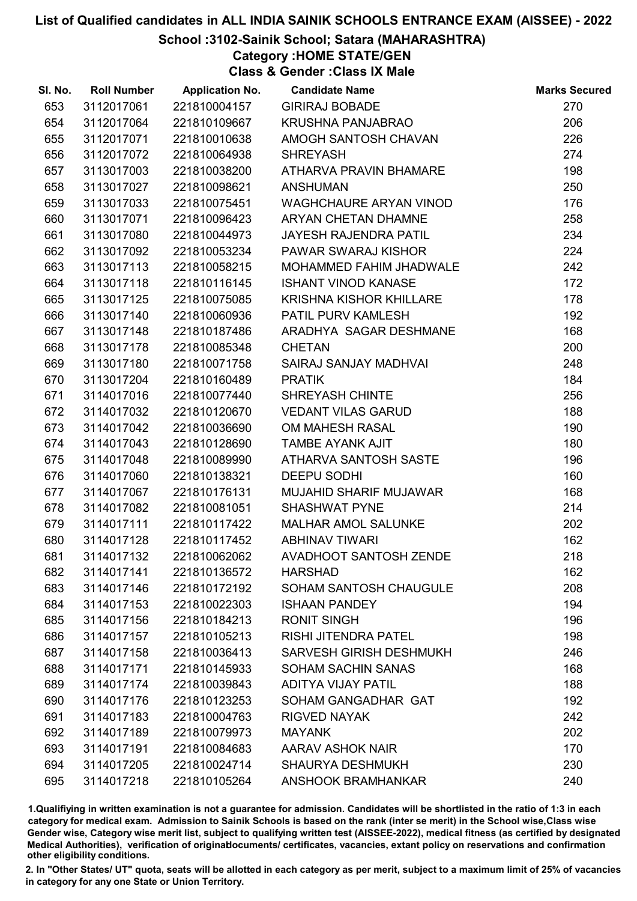# List of Qualified candidates in ALL INDIA SAINIK SCHOOLS ENTRANCE EXAM (AISSEE) - 2022

## School :3102-Sainik School; Satara (MAHARASHTRA)

### Category :HOME STATE/GEN

### Class & Gender :Class IX Male

| Sl. No. | Roll Number | Application No. | Candidate Name | Marks Secured |
|---|---|---|---|---|
| 653 | 3112017061 | 221810004157 | GIRIRAJ BOBADE | 270 |
| 654 | 3112017064 | 221810109667 | KRUSHNA PANJABRAO | 206 |
| 655 | 3112017071 | 221810010638 | AMOGH SANTOSH CHAVAN | 226 |
| 656 | 3112017072 | 221810064938 | SHREYASH | 274 |
| 657 | 3113017003 | 221810038200 | ATHARVA PRAVIN BHAMARE | 198 |
| 658 | 3113017027 | 221810098621 | ANSHUMAN | 250 |
| 659 | 3113017033 | 221810075451 | WAGHCHAURE ARYAN VINOD | 176 |
| 660 | 3113017071 | 221810096423 | ARYAN CHETAN DHAMNE | 258 |
| 661 | 3113017080 | 221810044973 | JAYESH RAJENDRA PATIL | 234 |
| 662 | 3113017092 | 221810053234 | PAWAR SWARAJ KISHOR | 224 |
| 663 | 3113017113 | 221810058215 | MOHAMMED FAHIM JHADWALE | 242 |
| 664 | 3113017118 | 221810116145 | ISHANT VINOD KANASE | 172 |
| 665 | 3113017125 | 221810075085 | KRISHNA KISHOR KHILLARE | 178 |
| 666 | 3113017140 | 221810060936 | PATIL PURV KAMLESH | 192 |
| 667 | 3113017148 | 221810187486 | ARADHYA SAGAR DESHMANE | 168 |
| 668 | 3113017178 | 221810085348 | CHETAN | 200 |
| 669 | 3113017180 | 221810071758 | SAIRAJ SANJAY MADHVAI | 248 |
| 670 | 3113017204 | 221810160489 | PRATIK | 184 |
| 671 | 3114017016 | 221810077440 | SHREYASH CHINTE | 256 |
| 672 | 3114017032 | 221810120670 | VEDANT VILAS GARUD | 188 |
| 673 | 3114017042 | 221810036690 | OM MAHESH RASAL | 190 |
| 674 | 3114017043 | 221810128690 | TAMBE AYANK AJIT | 180 |
| 675 | 3114017048 | 221810089990 | ATHARVA SANTOSH SASTE | 196 |
| 676 | 3114017060 | 221810138321 | DEEPU SODHI | 160 |
| 677 | 3114017067 | 221810176131 | MUJAHID SHARIF MUJAWAR | 168 |
| 678 | 3114017082 | 221810081051 | SHASHWAT PYNE | 214 |
| 679 | 3114017111 | 221810117422 | MALHAR AMOL SALUNKE | 202 |
| 680 | 3114017128 | 221810117452 | ABHINAV TIWARI | 162 |
| 681 | 3114017132 | 221810062062 | AVADHOOT SANTOSH ZENDE | 218 |
| 682 | 3114017141 | 221810136572 | HARSHAD | 162 |
| 683 | 3114017146 | 221810172192 | SOHAM SANTOSH CHAUGULE | 208 |
| 684 | 3114017153 | 221810022303 | ISHAAN PANDEY | 194 |
| 685 | 3114017156 | 221810184213 | RONIT SINGH | 196 |
| 686 | 3114017157 | 221810105213 | RISHI JITENDRA PATEL | 198 |
| 687 | 3114017158 | 221810036413 | SARVESH GIRISH DESHMUKH | 246 |
| 688 | 3114017171 | 221810145933 | SOHAM SACHIN SANAS | 168 |
| 689 | 3114017174 | 221810039843 | ADITYA VIJAY PATIL | 188 |
| 690 | 3114017176 | 221810123253 | SOHAM GANGADHAR GAT | 192 |
| 691 | 3114017183 | 221810004763 | RIGVED NAYAK | 242 |
| 692 | 3114017189 | 221810079973 | MAYANK | 202 |
| 693 | 3114017191 | 221810084683 | AARAV ASHOK NAIR | 170 |
| 694 | 3114017205 | 221810024714 | SHAURYA DESHMUKH | 230 |
| 695 | 3114017218 | 221810105264 | ANSHOOK BRAMHANKAR | 240 |

1.Qualifiying in written examination is not a guarantee for admission. Candidates will be shortlisted in the ratio of 1:3 in each category for medical exam. Admission to Sainik Schools is based on the rank (inter se merit) in the School wise,Class wise Gender wise, Category wise merit list, subject to qualifying written test (AISSEE-2022), medical fitness (as certified by designated Medical Authorities), verification of originaldocuments/ certificates, vacancies, extant policy on reservations and confirmation other eligibility conditions.

2. In "Other States/ UT" quota, seats will be allotted in each category as per merit, subject to a maximum limit of 25% of vacancies in category for any one State or Union Territory.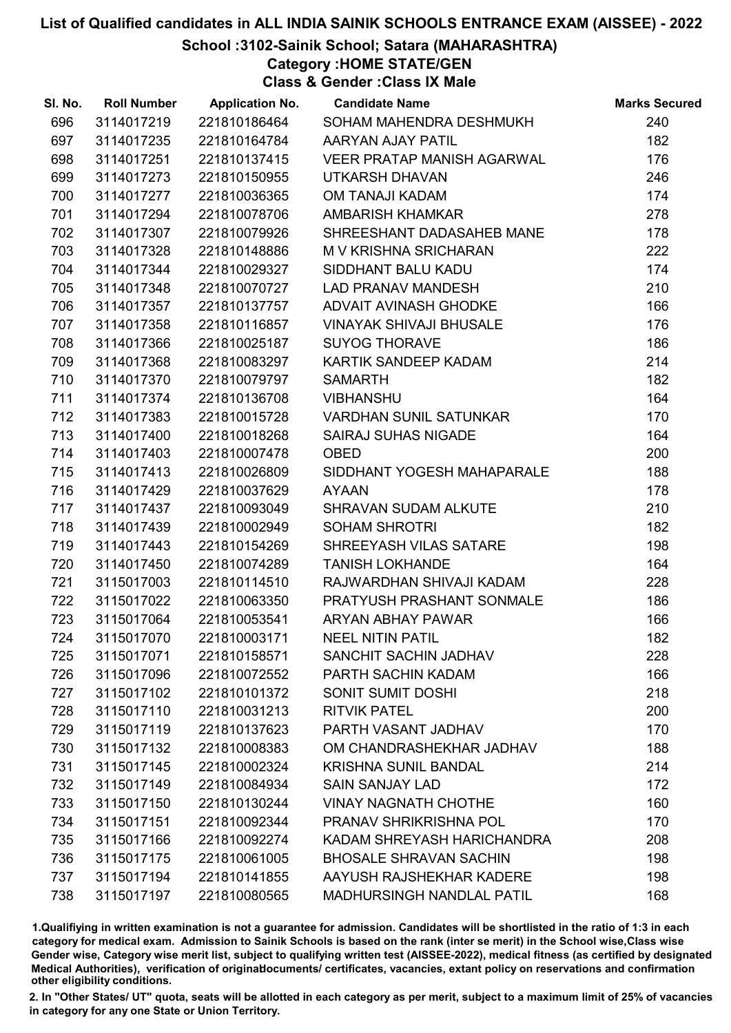# List of Qualified candidates in ALL INDIA SAINIK SCHOOLS ENTRANCE EXAM (AISSEE) - 2022

## School :3102-Sainik School; Satara (MAHARASHTRA)

### Category :HOME STATE/GEN

### Class & Gender :Class IX Male

| Sl. No. | Roll Number | Application No. | Candidate Name | Marks Secured |
|---|---|---|---|---|
| 696 | 3114017219 | 221810186464 | SOHAM MAHENDRA DESHMUKH | 240 |
| 697 | 3114017235 | 221810164784 | AARYAN AJAY PATIL | 182 |
| 698 | 3114017251 | 221810137415 | VEER PRATAP MANISH AGARWAL | 176 |
| 699 | 3114017273 | 221810150955 | UTKARSH DHAVAN | 246 |
| 700 | 3114017277 | 221810036365 | OM TANAJI KADAM | 174 |
| 701 | 3114017294 | 221810078706 | AMBARISH KHAMKAR | 278 |
| 702 | 3114017307 | 221810079926 | SHREESHANT DADASAHEB MANE | 178 |
| 703 | 3114017328 | 221810148886 | M V KRISHNA SRICHARAN | 222 |
| 704 | 3114017344 | 221810029327 | SIDDHANT BALU KADU | 174 |
| 705 | 3114017348 | 221810070727 | LAD PRANAV MANDESH | 210 |
| 706 | 3114017357 | 221810137757 | ADVAIT AVINASH GHODKE | 166 |
| 707 | 3114017358 | 221810116857 | VINAYAK SHIVAJI BHUSALE | 176 |
| 708 | 3114017366 | 221810025187 | SUYOG THORAVE | 186 |
| 709 | 3114017368 | 221810083297 | KARTIK SANDEEP KADAM | 214 |
| 710 | 3114017370 | 221810079797 | SAMARTH | 182 |
| 711 | 3114017374 | 221810136708 | VIBHANSHU | 164 |
| 712 | 3114017383 | 221810015728 | VARDHAN SUNIL SATUNKAR | 170 |
| 713 | 3114017400 | 221810018268 | SAIRAJ SUHAS NIGADE | 164 |
| 714 | 3114017403 | 221810007478 | OBED | 200 |
| 715 | 3114017413 | 221810026809 | SIDDHANT YOGESH MAHAPARALE | 188 |
| 716 | 3114017429 | 221810037629 | AYAAN | 178 |
| 717 | 3114017437 | 221810093049 | SHRAVAN SUDAM ALKUTE | 210 |
| 718 | 3114017439 | 221810002949 | SOHAM SHROTRI | 182 |
| 719 | 3114017443 | 221810154269 | SHREEYASH VILAS SATARE | 198 |
| 720 | 3114017450 | 221810074289 | TANISH LOKHANDE | 164 |
| 721 | 3115017003 | 221810114510 | RAJWARDHAN SHIVAJI KADAM | 228 |
| 722 | 3115017022 | 221810063350 | PRATYUSH PRASHANT SONMALE | 186 |
| 723 | 3115017064 | 221810053541 | ARYAN ABHAY PAWAR | 166 |
| 724 | 3115017070 | 221810003171 | NEEL NITIN PATIL | 182 |
| 725 | 3115017071 | 221810158571 | SANCHIT SACHIN JADHAV | 228 |
| 726 | 3115017096 | 221810072552 | PARTH SACHIN KADAM | 166 |
| 727 | 3115017102 | 221810101372 | SONIT SUMIT DOSHI | 218 |
| 728 | 3115017110 | 221810031213 | RITVIK PATEL | 200 |
| 729 | 3115017119 | 221810137623 | PARTH VASANT JADHAV | 170 |
| 730 | 3115017132 | 221810008383 | OM CHANDRASHEKHAR JADHAV | 188 |
| 731 | 3115017145 | 221810002324 | KRISHNA SUNIL BANDAL | 214 |
| 732 | 3115017149 | 221810084934 | SAIN SANJAY LAD | 172 |
| 733 | 3115017150 | 221810130244 | VINAY NAGNATH CHOTHE | 160 |
| 734 | 3115017151 | 221810092344 | PRANAV SHRIKRISHNA POL | 170 |
| 735 | 3115017166 | 221810092274 | KADAM SHREYASH HARICHANDRA | 208 |
| 736 | 3115017175 | 221810061005 | BHOSALE SHRAVAN SACHIN | 198 |
| 737 | 3115017194 | 221810141855 | AAYUSH RAJSHEKHAR KADERE | 198 |
| 738 | 3115017197 | 221810080565 | MADHURSINGH NANDLAL PATIL | 168 |

1.Qualifying in written examination is not a guarantee for admission. Candidates will be shortlisted in the ratio of 1:3 in each category for medical exam. Admission to Sainik Schools is based on the rank (inter se merit) in the School wise,Class wise Gender wise, Category wise merit list, subject to qualifying written test (AISSEE-2022), medical fitness (as certified by designated Medical Authorities), verification of originaldocuments/ certificates, vacancies, extant policy on reservations and confirmation other eligibility conditions.

2. In "Other States/ UT" quota, seats will be allotted in each category as per merit, subject to a maximum limit of 25% of vacancies in category for any one State or Union Territory.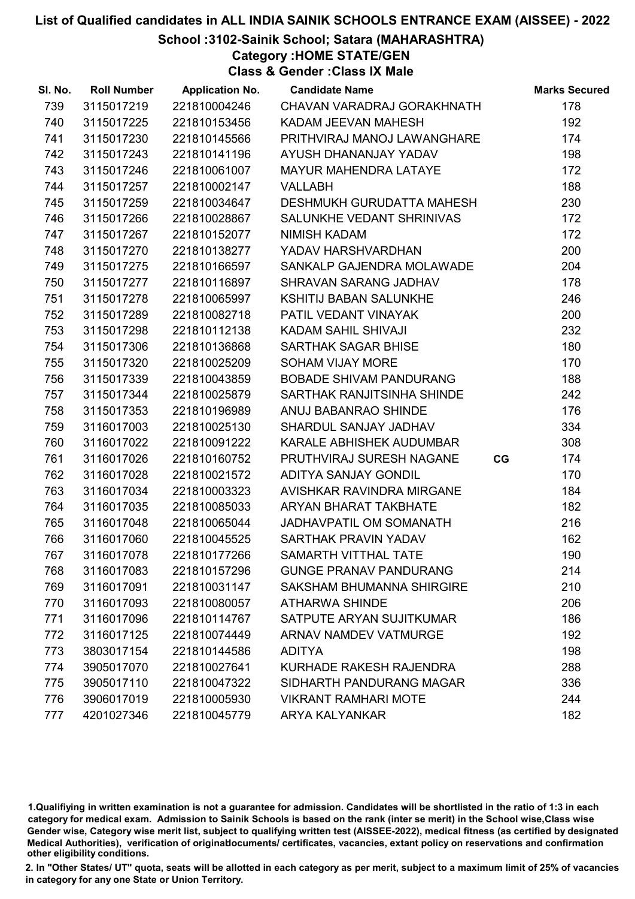# List of Qualified candidates in ALL INDIA SAINIK SCHOOLS ENTRANCE EXAM (AISSEE) - 2022

## School :3102-Sainik School; Satara (MAHARASHTRA)

### Category :HOME STATE/GEN

### Class & Gender :Class IX Male

| Sl. No. | Roll Number | Application No. | Candidate Name | | Marks Secured |
|---|---|---|---|---|---|
| 739 | 3115017219 | 221810004246 | CHAVAN VARADRAJ GORAKHNATH | | 178 |
| 740 | 3115017225 | 221810153456 | KADAM JEEVAN MAHESH | | 192 |
| 741 | 3115017230 | 221810145566 | PRITHVIRAJ MANOJ LAWANGHARE | | 174 |
| 742 | 3115017243 | 221810141196 | AYUSH DHANANJAY YADAV | | 198 |
| 743 | 3115017246 | 221810061007 | MAYUR MAHENDRA LATAYE | | 172 |
| 744 | 3115017257 | 221810002147 | VALLABH | | 188 |
| 745 | 3115017259 | 221810034647 | DESHMUKH GURUDATTA MAHESH | | 230 |
| 746 | 3115017266 | 221810028867 | SALUNKHE VEDANT SHRINIVAS | | 172 |
| 747 | 3115017267 | 221810152077 | NIMISH KADAM | | 172 |
| 748 | 3115017270 | 221810138277 | YADAV HARSHVARDHAN | | 200 |
| 749 | 3115017275 | 221810166597 | SANKALP GAJENDRA MOLAWADE | | 204 |
| 750 | 3115017277 | 221810116897 | SHRAVAN SARANG JADHAV | | 178 |
| 751 | 3115017278 | 221810065997 | KSHITIJ BABAN SALUNKHE | | 246 |
| 752 | 3115017289 | 221810082718 | PATIL VEDANT VINAYAK | | 200 |
| 753 | 3115017298 | 221810112138 | KADAM SAHIL SHIVAJI | | 232 |
| 754 | 3115017306 | 221810136868 | SARTHAK SAGAR BHISE | | 180 |
| 755 | 3115017320 | 221810025209 | SOHAM VIJAY MORE | | 170 |
| 756 | 3115017339 | 221810043859 | BOBADE SHIVAM PANDURANG | | 188 |
| 757 | 3115017344 | 221810025879 | SARTHAK RANJITSINHA SHINDE | | 242 |
| 758 | 3115017353 | 221810196989 | ANUJ BABANRAO SHINDE | | 176 |
| 759 | 3116017003 | 221810025130 | SHARDUL SANJAY JADHAV | | 334 |
| 760 | 3116017022 | 221810091222 | KARALE ABHISHEK AUDUMBAR | | 308 |
| 761 | 3116017026 | 221810160752 | PRUTHVIRAJ SURESH NAGANE | CG | 174 |
| 762 | 3116017028 | 221810021572 | ADITYA SANJAY GONDIL | | 170 |
| 763 | 3116017034 | 221810003323 | AVISHKAR RAVINDRA MIRGANE | | 184 |
| 764 | 3116017035 | 221810085033 | ARYAN BHARAT TAKBHATE | | 182 |
| 765 | 3116017048 | 221810065044 | JADHAVPATIL OM SOMANATH | | 216 |
| 766 | 3116017060 | 221810045525 | SARTHAK PRAVIN YADAV | | 162 |
| 767 | 3116017078 | 221810177266 | SAMARTH VITTHAL TATE | | 190 |
| 768 | 3116017083 | 221810157296 | GUNGE PRANAV PANDURANG | | 214 |
| 769 | 3116017091 | 221810031147 | SAKSHAM BHUMANNA SHIRGIRE | | 210 |
| 770 | 3116017093 | 221810080057 | ATHARWA SHINDE | | 206 |
| 771 | 3116017096 | 221810114767 | SATPUTE ARYAN SUJITKUMAR | | 186 |
| 772 | 3116017125 | 221810074449 | ARNAV NAMDEV VATMURGE | | 192 |
| 773 | 3803017154 | 221810144586 | ADITYA | | 198 |
| 774 | 3905017070 | 221810027641 | KURHADE RAKESH RAJENDRA | | 288 |
| 775 | 3905017110 | 221810047322 | SIDHARTH PANDURANG MAGAR | | 336 |
| 776 | 3906017019 | 221810005930 | VIKRANT RAMHARI MOTE | | 244 |
| 777 | 4201027346 | 221810045779 | ARYA KALYANKAR | | 182 |

1.Qualifiying in written examination is not a guarantee for admission. Candidates will be shortlisted in the ratio of 1:3 in each category for medical exam. Admission to Sainik Schools is based on the rank (inter se merit) in the School wise,Class wise Gender wise, Category wise merit list, subject to qualifying written test (AISSEE-2022), medical fitness (as certified by designated Medical Authorities), verification of originaldocuments/ certificates, vacancies, extant policy on reservations and confirmation other eligibility conditions.

2. In "Other States/ UT" quota, seats will be allotted in each category as per merit, subject to a maximum limit of 25% of vacancies in category for any one State or Union Territory.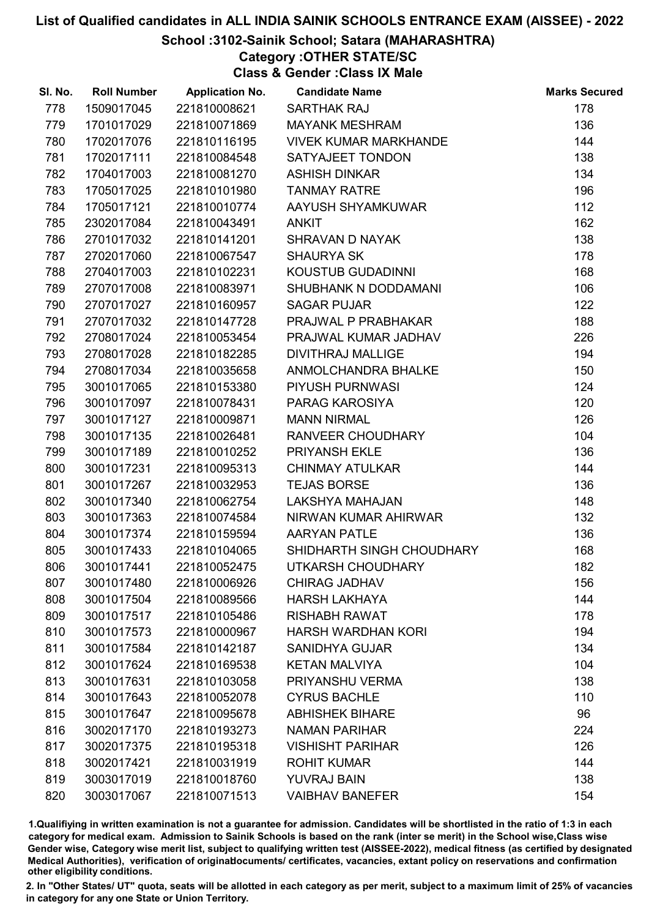# List of Qualified candidates in ALL INDIA SAINIK SCHOOLS ENTRANCE EXAM (AISSEE) - 2022

## School :3102-Sainik School; Satara (MAHARASHTRA)

### Category :OTHER STATE/SC

### Class & Gender :Class IX Male

| Sl. No. | Roll Number | Application No. | Candidate Name | Marks Secured |
|---|---|---|---|---|
| 778 | 1509017045 | 221810008621 | SARTHAK RAJ | 178 |
| 779 | 1701017029 | 221810071869 | MAYANK MESHRAM | 136 |
| 780 | 1702017076 | 221810116195 | VIVEK KUMAR MARKHANDE | 144 |
| 781 | 1702017111 | 221810084548 | SATYAJEET TONDON | 138 |
| 782 | 1704017003 | 221810081270 | ASHISH DINKAR | 134 |
| 783 | 1705017025 | 221810101980 | TANMAY RATRE | 196 |
| 784 | 1705017121 | 221810010774 | AAYUSH SHYAMKUWAR | 112 |
| 785 | 2302017084 | 221810043491 | ANKIT | 162 |
| 786 | 2701017032 | 221810141201 | SHRAVAN D NAYAK | 138 |
| 787 | 2702017060 | 221810067547 | SHAURYA SK | 178 |
| 788 | 2704017003 | 221810102231 | KOUSTUB GUDADINNI | 168 |
| 789 | 2707017008 | 221810083971 | SHUBHANK N DODDAMANI | 106 |
| 790 | 2707017027 | 221810160957 | SAGAR PUJAR | 122 |
| 791 | 2707017032 | 221810147728 | PRAJWAL P PRABHAKAR | 188 |
| 792 | 2708017024 | 221810053454 | PRAJWAL KUMAR JADHAV | 226 |
| 793 | 2708017028 | 221810182285 | DIVITHRAJ MALLIGE | 194 |
| 794 | 2708017034 | 221810035658 | ANMOLCHANDRA BHALKE | 150 |
| 795 | 3001017065 | 221810153380 | PIYUSH PURNWASI | 124 |
| 796 | 3001017097 | 221810078431 | PARAG KAROSIYA | 120 |
| 797 | 3001017127 | 221810009871 | MANN NIRMAL | 126 |
| 798 | 3001017135 | 221810026481 | RANVEER CHOUDHARY | 104 |
| 799 | 3001017189 | 221810010252 | PRIYANSH EKLE | 136 |
| 800 | 3001017231 | 221810095313 | CHINMAY ATULKAR | 144 |
| 801 | 3001017267 | 221810032953 | TEJAS BORSE | 136 |
| 802 | 3001017340 | 221810062754 | LAKSHYA MAHAJAN | 148 |
| 803 | 3001017363 | 221810074584 | NIRWAN KUMAR AHIRWAR | 132 |
| 804 | 3001017374 | 221810159594 | AARYAN PATLE | 136 |
| 805 | 3001017433 | 221810104065 | SHIDHARTH SINGH CHOUDHARY | 168 |
| 806 | 3001017441 | 221810052475 | UTKARSH CHOUDHARY | 182 |
| 807 | 3001017480 | 221810006926 | CHIRAG JADHAV | 156 |
| 808 | 3001017504 | 221810089566 | HARSH LAKHAYA | 144 |
| 809 | 3001017517 | 221810105486 | RISHABH RAWAT | 178 |
| 810 | 3001017573 | 221810000967 | HARSH WARDHAN KORI | 194 |
| 811 | 3001017584 | 221810142187 | SANIDHYA GUJAR | 134 |
| 812 | 3001017624 | 221810169538 | KETAN MALVIYA | 104 |
| 813 | 3001017631 | 221810103058 | PRIYANSHU VERMA | 138 |
| 814 | 3001017643 | 221810052078 | CYRUS BACHLE | 110 |
| 815 | 3001017647 | 221810095678 | ABHISHEK BIHARE | 96 |
| 816 | 3002017170 | 221810193273 | NAMAN PARIHAR | 224 |
| 817 | 3002017375 | 221810195318 | VISHISHT PARIHAR | 126 |
| 818 | 3002017421 | 221810031919 | ROHIT KUMAR | 144 |
| 819 | 3003017019 | 221810018760 | YUVRAJ BAIN | 138 |
| 820 | 3003017067 | 221810071513 | VAIBHAV BANEFER | 154 |

1.Qualifying in written examination is not a guarantee for admission. Candidates will be shortlisted in the ratio of 1:3 in each category for medical exam. Admission to Sainik Schools is based on the rank (inter se merit) in the School wise,Class wise Gender wise, Category wise merit list, subject to qualifying written test (AISSEE-2022), medical fitness (as certified by designated Medical Authorities), verification of originaldocuments/ certificates, vacancies, extant policy on reservations and confirmation other eligibility conditions.

2. In "Other States/ UT" quota, seats will be allotted in each category as per merit, subject to a maximum limit of 25% of vacancies in category for any one State or Union Territory.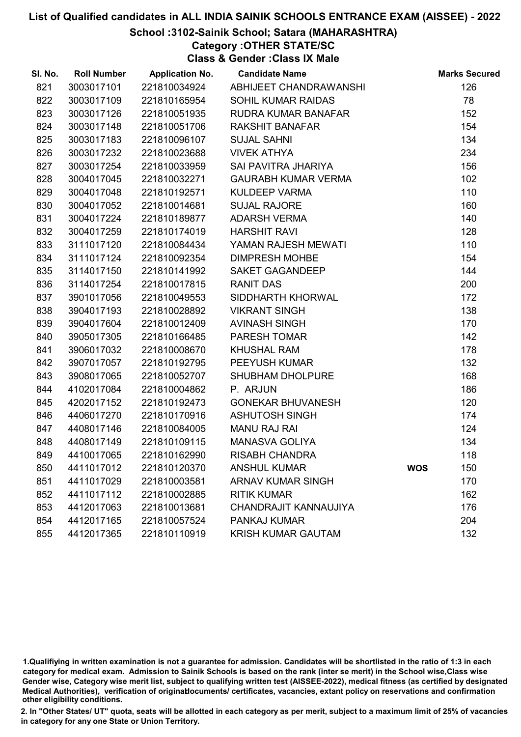# List of Qualified candidates in ALL INDIA SAINIK SCHOOLS ENTRANCE EXAM (AISSEE) - 2022

## School :3102-Sainik School; Satara (MAHARASHTRA)

### Category :OTHER STATE/SC

### Class & Gender :Class IX Male

| Sl. No. | Roll Number | Application No. | Candidate Name | | Marks Secured |
|---|---|---|---|---|---|
| 821 | 3003017101 | 221810034924 | ABHIJEET CHANDRAWANSHI | | 126 |
| 822 | 3003017109 | 221810165954 | SOHIL KUMAR RAIDAS | | 78 |
| 823 | 3003017126 | 221810051935 | RUDRA KUMAR BANAFAR | | 152 |
| 824 | 3003017148 | 221810051706 | RAKSHIT BANAFAR | | 154 |
| 825 | 3003017183 | 221810096107 | SUJAL SAHNI | | 134 |
| 826 | 3003017232 | 221810023688 | VIVEK ATHYA | | 234 |
| 827 | 3003017254 | 221810033959 | SAI PAVITRA JHARIYA | | 156 |
| 828 | 3004017045 | 221810032271 | GAURABH KUMAR VERMA | | 102 |
| 829 | 3004017048 | 221810192571 | KULDEEP VARMA | | 110 |
| 830 | 3004017052 | 221810014681 | SUJAL RAJORE | | 160 |
| 831 | 3004017224 | 221810189877 | ADARSH VERMA | | 140 |
| 832 | 3004017259 | 221810174019 | HARSHIT RAVI | | 128 |
| 833 | 3111017120 | 221810084434 | YAMAN RAJESH MEWATI | | 110 |
| 834 | 3111017124 | 221810092354 | DIMPRESH MOHBE | | 154 |
| 835 | 3114017150 | 221810141992 | SAKET GAGANDEEP | | 144 |
| 836 | 3114017254 | 221810017815 | RANIT DAS | | 200 |
| 837 | 3901017056 | 221810049553 | SIDDHARTH KHORWAL | | 172 |
| 838 | 3904017193 | 221810028892 | VIKRANT SINGH | | 138 |
| 839 | 3904017604 | 221810012409 | AVINASH SINGH | | 170 |
| 840 | 3905017305 | 221810166485 | PARESH TOMAR | | 142 |
| 841 | 3906017032 | 221810008670 | KHUSHAL RAM | | 178 |
| 842 | 3907017057 | 221810192795 | PEEYUSH KUMAR | | 132 |
| 843 | 3908017065 | 221810052707 | SHUBHAM DHOLPURE | | 168 |
| 844 | 4102017084 | 221810004862 | P. ARJUN | | 186 |
| 845 | 4202017152 | 221810192473 | GONEKAR BHUVANESH | | 120 |
| 846 | 4406017270 | 221810170916 | ASHUTOSH SINGH | | 174 |
| 847 | 4408017146 | 221810084005 | MANU RAJ RAI | | 124 |
| 848 | 4408017149 | 221810109115 | MANASVA GOLIYA | | 134 |
| 849 | 4410017065 | 221810162990 | RISABH CHANDRA | | 118 |
| 850 | 4411017012 | 221810120370 | ANSHUL KUMAR | WOS | 150 |
| 851 | 4411017029 | 221810003581 | ARNAV KUMAR SINGH | | 170 |
| 852 | 4411017112 | 221810002885 | RITIK KUMAR | | 162 |
| 853 | 4412017063 | 221810013681 | CHANDRAJIT KANNAUJIYA | | 176 |
| 854 | 4412017165 | 221810057524 | PANKAJ KUMAR | | 204 |
| 855 | 4412017365 | 221810110919 | KRISH KUMAR GAUTAM | | 132 |

1.Qualifiying in written examination is not a guarantee for admission. Candidates will be shortlisted in the ratio of 1:3 in each category for medical exam. Admission to Sainik Schools is based on the rank (inter se merit) in the School wise,Class wise Gender wise, Category wise merit list, subject to qualifying written test (AISSEE-2022), medical fitness (as certified by designated Medical Authorities), verification of originaldocuments/ certificates, vacancies, extant policy on reservations and confirmation other eligibility conditions.

2. In "Other States/ UT" quota, seats will be allotted in each category as per merit, subject to a maximum limit of 25% of vacancies in category for any one State or Union Territory.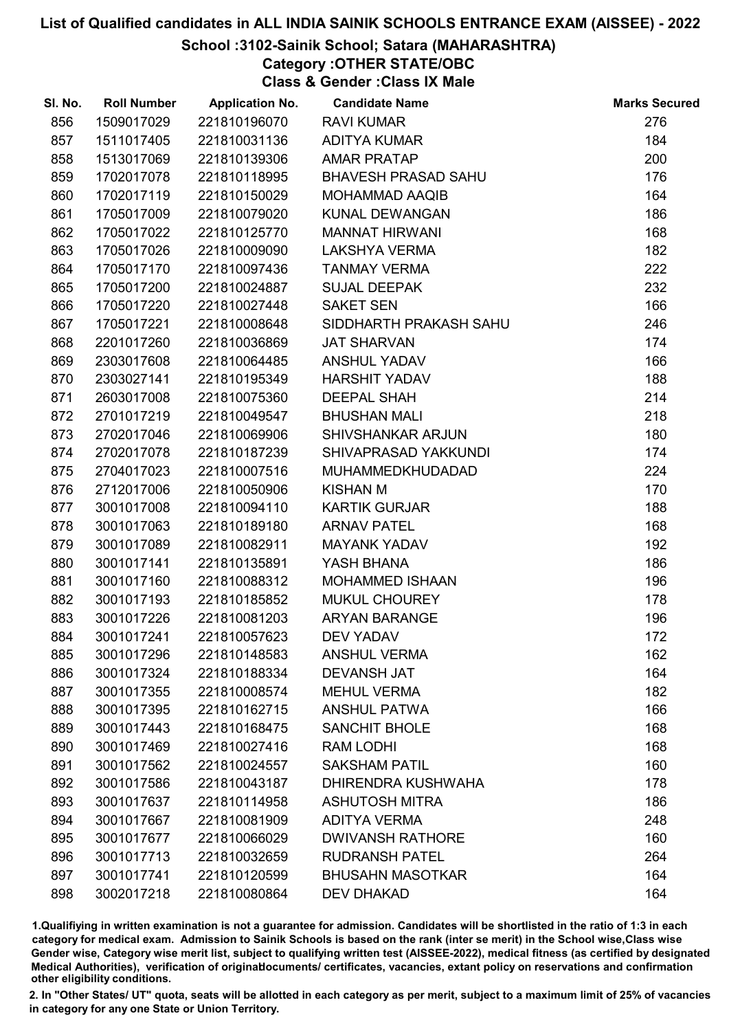# List of Qualified candidates in ALL INDIA SAINIK SCHOOLS ENTRANCE EXAM (AISSEE) - 2022

## School :3102-Sainik School; Satara (MAHARASHTRA)

### Category :OTHER STATE/OBC

### Class & Gender :Class IX Male

| Sl. No. | Roll Number | Application No. | Candidate Name | Marks Secured |
|---|---|---|---|---|
| 856 | 1509017029 | 221810196070 | RAVI KUMAR | 276 |
| 857 | 1511017405 | 221810031136 | ADITYA KUMAR | 184 |
| 858 | 1513017069 | 221810139306 | AMAR PRATAP | 200 |
| 859 | 1702017078 | 221810118995 | BHAVESH PRASAD SAHU | 176 |
| 860 | 1702017119 | 221810150029 | MOHAMMAD AAQIB | 164 |
| 861 | 1705017009 | 221810079020 | KUNAL DEWANGAN | 186 |
| 862 | 1705017022 | 221810125770 | MANNAT HIRWANI | 168 |
| 863 | 1705017026 | 221810009090 | LAKSHYA VERMA | 182 |
| 864 | 1705017170 | 221810097436 | TANMAY VERMA | 222 |
| 865 | 1705017200 | 221810024887 | SUJAL DEEPAK | 232 |
| 866 | 1705017220 | 221810027448 | SAKET SEN | 166 |
| 867 | 1705017221 | 221810008648 | SIDDHARTH PRAKASH SAHU | 246 |
| 868 | 2201017260 | 221810036869 | JAT SHARVAN | 174 |
| 869 | 2303017608 | 221810064485 | ANSHUL YADAV | 166 |
| 870 | 2303027141 | 221810195349 | HARSHIT YADAV | 188 |
| 871 | 2603017008 | 221810075360 | DEEPAL SHAH | 214 |
| 872 | 2701017219 | 221810049547 | BHUSHAN MALI | 218 |
| 873 | 2702017046 | 221810069906 | SHIVSHANKAR ARJUN | 180 |
| 874 | 2702017078 | 221810187239 | SHIVAPRASAD YAKKUNDI | 174 |
| 875 | 2704017023 | 221810007516 | MUHAMMEDKHUDADAD | 224 |
| 876 | 2712017006 | 221810050906 | KISHAN M | 170 |
| 877 | 3001017008 | 221810094110 | KARTIK GURJAR | 188 |
| 878 | 3001017063 | 221810189180 | ARNAV PATEL | 168 |
| 879 | 3001017089 | 221810082911 | MAYANK YADAV | 192 |
| 880 | 3001017141 | 221810135891 | YASH BHANA | 186 |
| 881 | 3001017160 | 221810088312 | MOHAMMED ISHAAN | 196 |
| 882 | 3001017193 | 221810185852 | MUKUL CHOUREY | 178 |
| 883 | 3001017226 | 221810081203 | ARYAN BARANGE | 196 |
| 884 | 3001017241 | 221810057623 | DEV YADAV | 172 |
| 885 | 3001017296 | 221810148583 | ANSHUL VERMA | 162 |
| 886 | 3001017324 | 221810188334 | DEVANSH JAT | 164 |
| 887 | 3001017355 | 221810008574 | MEHUL VERMA | 182 |
| 888 | 3001017395 | 221810162715 | ANSHUL PATWA | 166 |
| 889 | 3001017443 | 221810168475 | SANCHIT BHOLE | 168 |
| 890 | 3001017469 | 221810027416 | RAM LODHI | 168 |
| 891 | 3001017562 | 221810024557 | SAKSHAM PATIL | 160 |
| 892 | 3001017586 | 221810043187 | DHIRENDRA KUSHWAHA | 178 |
| 893 | 3001017637 | 221810114958 | ASHUTOSH MITRA | 186 |
| 894 | 3001017667 | 221810081909 | ADITYA VERMA | 248 |
| 895 | 3001017677 | 221810066029 | DWIVANSH RATHORE | 160 |
| 896 | 3001017713 | 221810032659 | RUDRANSH PATEL | 264 |
| 897 | 3001017741 | 221810120599 | BHUSAHN MASOTKAR | 164 |
| 898 | 3002017218 | 221810080864 | DEV DHAKAD | 164 |

1.Qualifiying in written examination is not a guarantee for admission. Candidates will be shortlisted in the ratio of 1:3 in each category for medical exam. Admission to Sainik Schools is based on the rank (inter se merit) in the School wise,Class wise Gender wise, Category wise merit list, subject to qualifying written test (AISSEE-2022), medical fitness (as certified by designated Medical Authorities), verification of originaldocuments/ certificates, vacancies, extant policy on reservations and confirmation other eligibility conditions.

2. In "Other States/ UT" quota, seats will be allotted in each category as per merit, subject to a maximum limit of 25% of vacancies in category for any one State or Union Territory.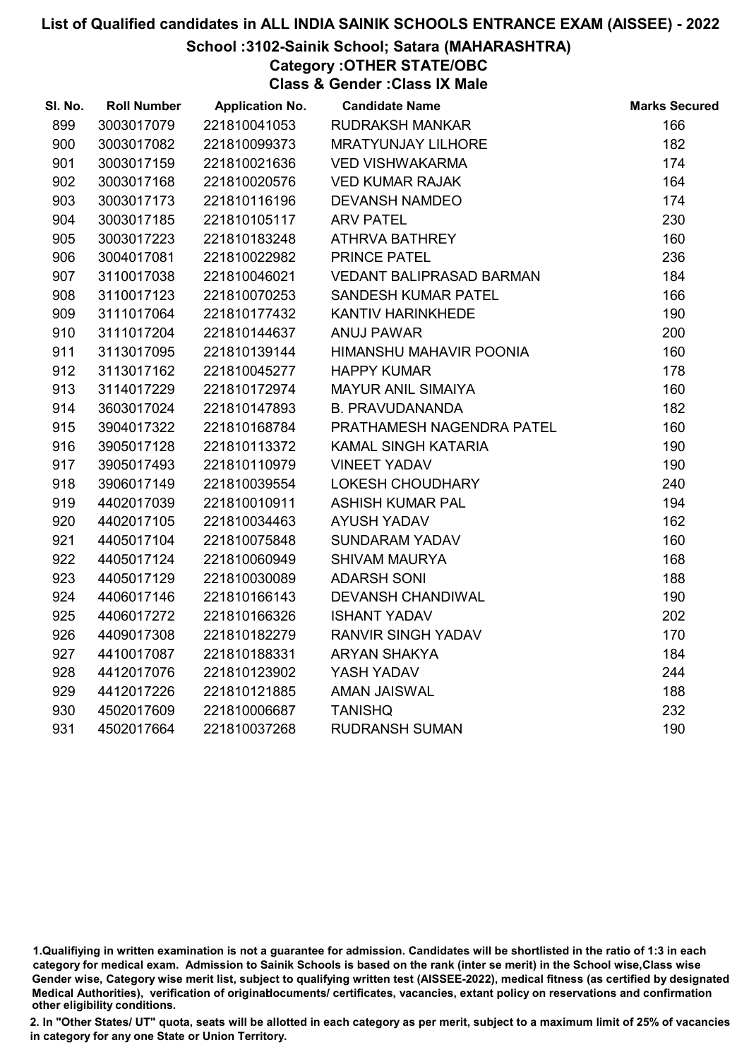# List of Qualified candidates in ALL INDIA SAINIK SCHOOLS ENTRANCE EXAM (AISSEE) - 2022

## School :3102-Sainik School; Satara (MAHARASHTRA)

### Category :OTHER STATE/OBC

### Class & Gender :Class IX Male

| Sl. No. | Roll Number | Application No. | Candidate Name | Marks Secured |
|---|---|---|---|---|
| 899 | 3003017079 | 221810041053 | RUDRAKSH MANKAR | 166 |
| 900 | 3003017082 | 221810099373 | MRATYUNJAY LILHORE | 182 |
| 901 | 3003017159 | 221810021636 | VED VISHWAKARMA | 174 |
| 902 | 3003017168 | 221810020576 | VED KUMAR RAJAK | 164 |
| 903 | 3003017173 | 221810116196 | DEVANSH NAMDEO | 174 |
| 904 | 3003017185 | 221810105117 | ARV PATEL | 230 |
| 905 | 3003017223 | 221810183248 | ATHRVA BATHREY | 160 |
| 906 | 3004017081 | 221810022982 | PRINCE PATEL | 236 |
| 907 | 3110017038 | 221810046021 | VEDANT BALIPRASAD BARMAN | 184 |
| 908 | 3110017123 | 221810070253 | SANDESH KUMAR PATEL | 166 |
| 909 | 3111017064 | 221810177432 | KANTIV HARINKHEDE | 190 |
| 910 | 3111017204 | 221810144637 | ANUJ PAWAR | 200 |
| 911 | 3113017095 | 221810139144 | HIMANSHU MAHAVIR POONIA | 160 |
| 912 | 3113017162 | 221810045277 | HAPPY KUMAR | 178 |
| 913 | 3114017229 | 221810172974 | MAYUR ANIL SIMAIYA | 160 |
| 914 | 3603017024 | 221810147893 | B. PRAVUDANANDA | 182 |
| 915 | 3904017322 | 221810168784 | PRATHAMESH NAGENDRA PATEL | 160 |
| 916 | 3905017128 | 221810113372 | KAMAL SINGH KATARIA | 190 |
| 917 | 3905017493 | 221810110979 | VINEET YADAV | 190 |
| 918 | 3906017149 | 221810039554 | LOKESH CHOUDHARY | 240 |
| 919 | 4402017039 | 221810010911 | ASHISH KUMAR PAL | 194 |
| 920 | 4402017105 | 221810034463 | AYUSH YADAV | 162 |
| 921 | 4405017104 | 221810075848 | SUNDARAM YADAV | 160 |
| 922 | 4405017124 | 221810060949 | SHIVAM MAURYA | 168 |
| 923 | 4405017129 | 221810030089 | ADARSH SONI | 188 |
| 924 | 4406017146 | 221810166143 | DEVANSH CHANDIWAL | 190 |
| 925 | 4406017272 | 221810166326 | ISHANT YADAV | 202 |
| 926 | 4409017308 | 221810182279 | RANVIR SINGH YADAV | 170 |
| 927 | 4410017087 | 221810188331 | ARYAN SHAKYA | 184 |
| 928 | 4412017076 | 221810123902 | YASH YADAV | 244 |
| 929 | 4412017226 | 221810121885 | AMAN JAISWAL | 188 |
| 930 | 4502017609 | 221810006687 | TANISHQ | 232 |
| 931 | 4502017664 | 221810037268 | RUDRANSH SUMAN | 190 |

1.Qualifiying in written examination is not a guarantee for admission. Candidates will be shortlisted in the ratio of 1:3 in each category for medical exam. Admission to Sainik Schools is based on the rank (inter se merit) in the School wise,Class wise Gender wise, Category wise merit list, subject to qualifying written test (AISSEE-2022), medical fitness (as certified by designated Medical Authorities), verification of originaldocuments/ certificates, vacancies, extant policy on reservations and confirmation other eligibility conditions.

2. In "Other States/ UT" quota, seats will be allotted in each category as per merit, subject to a maximum limit of 25% of vacancies in category for any one State or Union Territory.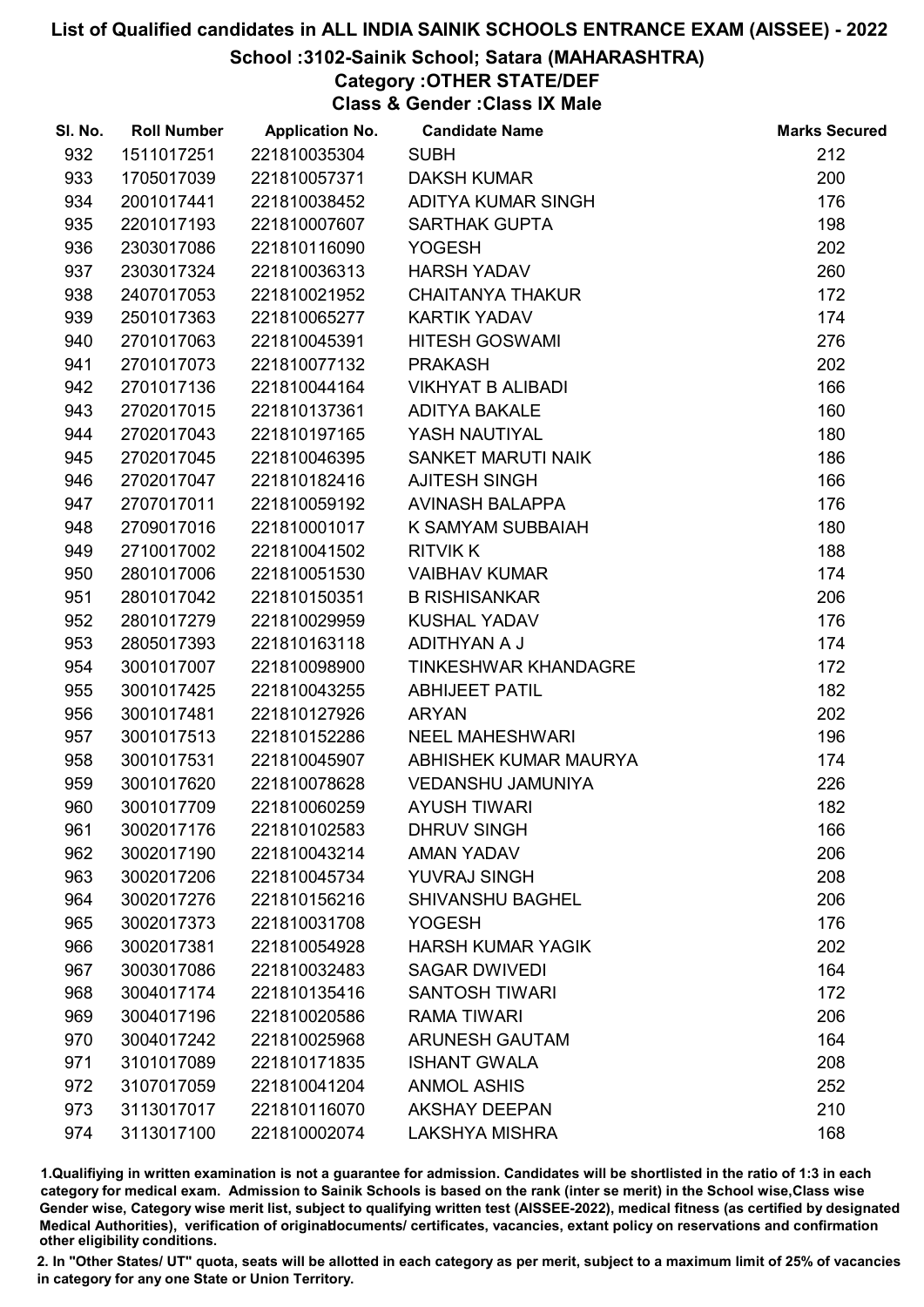# List of Qualified candidates in ALL INDIA SAINIK SCHOOLS ENTRANCE EXAM (AISSEE) - 2022

## School :3102-Sainik School; Satara (MAHARASHTRA)

### Category :OTHER STATE/DEF

### Class & Gender :Class IX Male

| Sl. No. | Roll Number | Application No. | Candidate Name | Marks Secured |
|---|---|---|---|---|
| 932 | 1511017251 | 221810035304 | SUBH | 212 |
| 933 | 1705017039 | 221810057371 | DAKSH KUMAR | 200 |
| 934 | 2001017441 | 221810038452 | ADITYA KUMAR SINGH | 176 |
| 935 | 2201017193 | 221810007607 | SARTHAK GUPTA | 198 |
| 936 | 2303017086 | 221810116090 | YOGESH | 202 |
| 937 | 2303017324 | 221810036313 | HARSH YADAV | 260 |
| 938 | 2407017053 | 221810021952 | CHAITANYA THAKUR | 172 |
| 939 | 2501017363 | 221810065277 | KARTIK YADAV | 174 |
| 940 | 2701017063 | 221810045391 | HITESH GOSWAMI | 276 |
| 941 | 2701017073 | 221810077132 | PRAKASH | 202 |
| 942 | 2701017136 | 221810044164 | VIKHYAT B ALIBADI | 166 |
| 943 | 2702017015 | 221810137361 | ADITYA BAKALE | 160 |
| 944 | 2702017043 | 221810197165 | YASH NAUTIYAL | 180 |
| 945 | 2702017045 | 221810046395 | SANKET MARUTI NAIK | 186 |
| 946 | 2702017047 | 221810182416 | AJITESH SINGH | 166 |
| 947 | 2707017011 | 221810059192 | AVINASH BALAPPA | 176 |
| 948 | 2709017016 | 221810001017 | K SAMYAM SUBBAIAH | 180 |
| 949 | 2710017002 | 221810041502 | RITVIK K | 188 |
| 950 | 2801017006 | 221810051530 | VAIBHAV KUMAR | 174 |
| 951 | 2801017042 | 221810150351 | B RISHISANKAR | 206 |
| 952 | 2801017279 | 221810029959 | KUSHAL YADAV | 176 |
| 953 | 2805017393 | 221810163118 | ADITHYAN A J | 174 |
| 954 | 3001017007 | 221810098900 | TINKESHWAR KHANDAGRE | 172 |
| 955 | 3001017425 | 221810043255 | ABHIJEET PATIL | 182 |
| 956 | 3001017481 | 221810127926 | ARYAN | 202 |
| 957 | 3001017513 | 221810152286 | NEEL MAHESHWARI | 196 |
| 958 | 3001017531 | 221810045907 | ABHISHEK KUMAR MAURYA | 174 |
| 959 | 3001017620 | 221810078628 | VEDANSHU JAMUNIYA | 226 |
| 960 | 3001017709 | 221810060259 | AYUSH TIWARI | 182 |
| 961 | 3002017176 | 221810102583 | DHRUV SINGH | 166 |
| 962 | 3002017190 | 221810043214 | AMAN YADAV | 206 |
| 963 | 3002017206 | 221810045734 | YUVRAJ SINGH | 208 |
| 964 | 3002017276 | 221810156216 | SHIVANSHU BAGHEL | 206 |
| 965 | 3002017373 | 221810031708 | YOGESH | 176 |
| 966 | 3002017381 | 221810054928 | HARSH KUMAR YAGIK | 202 |
| 967 | 3003017086 | 221810032483 | SAGAR DWIVEDI | 164 |
| 968 | 3004017174 | 221810135416 | SANTOSH TIWARI | 172 |
| 969 | 3004017196 | 221810020586 | RAMA TIWARI | 206 |
| 970 | 3004017242 | 221810025968 | ARUNESH GAUTAM | 164 |
| 971 | 3101017089 | 221810171835 | ISHANT GWALA | 208 |
| 972 | 3107017059 | 221810041204 | ANMOL ASHIS | 252 |
| 973 | 3113017017 | 221810116070 | AKSHAY DEEPAN | 210 |
| 974 | 3113017100 | 221810002074 | LAKSHYA MISHRA | 168 |

1.Qualifying in written examination is not a guarantee for admission. Candidates will be shortlisted in the ratio of 1:3 in each category for medical exam. Admission to Sainik Schools is based on the rank (inter se merit) in the School wise,Class wise Gender wise, Category wise merit list, subject to qualifying written test (AISSEE-2022), medical fitness (as certified by designated Medical Authorities), verification of originaldocuments/ certificates, vacancies, extant policy on reservations and confirmation other eligibility conditions.

2. In "Other States/ UT" quota, seats will be allotted in each category as per merit, subject to a maximum limit of 25% of vacancies in category for any one State or Union Territory.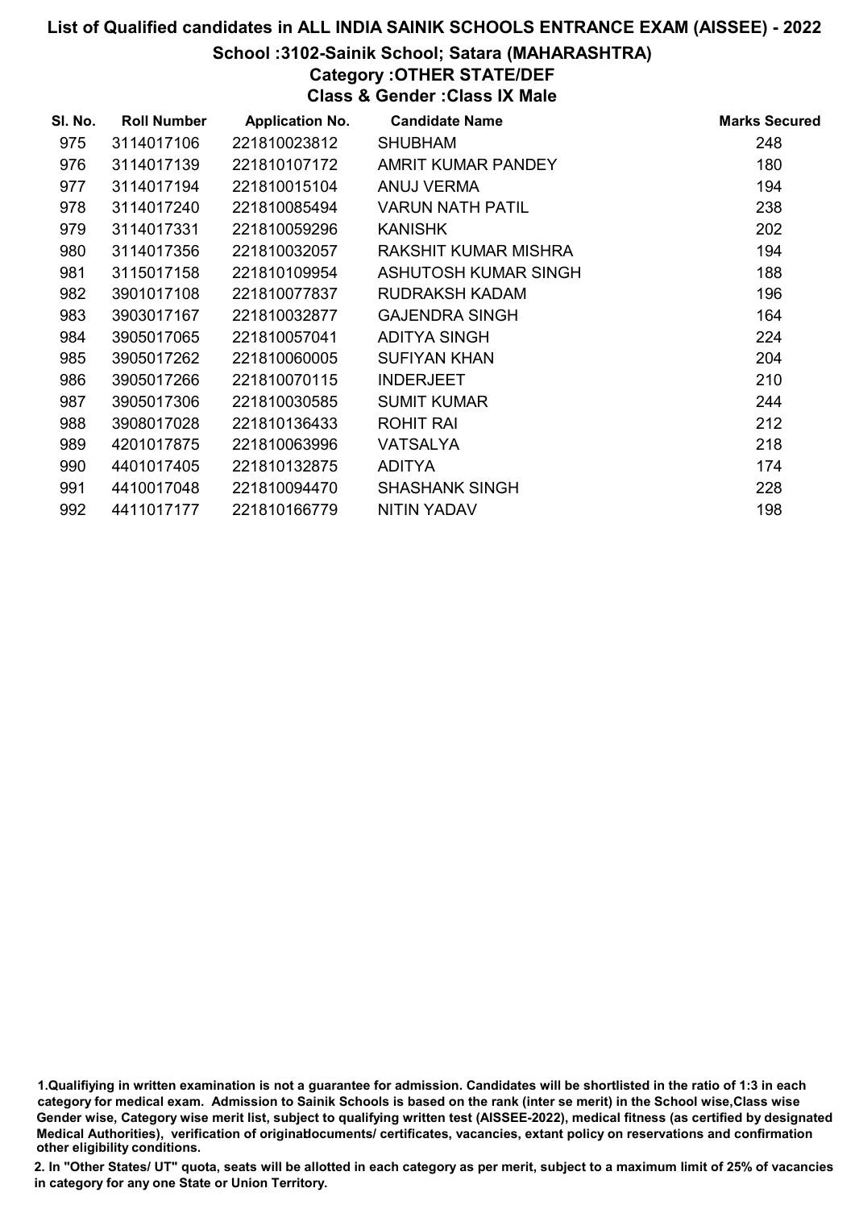# List of Qualified candidates in ALL INDIA SAINIK SCHOOLS ENTRANCE EXAM (AISSEE) - 2022

## School :3102-Sainik School; Satara (MAHARASHTRA)

### Category :OTHER STATE/DEF

### Class & Gender :Class IX Male

| Sl. No. | Roll Number | Application No. | Candidate Name | Marks Secured |
|---|---|---|---|---|
| 975 | 3114017106 | 221810023812 | SHUBHAM | 248 |
| 976 | 3114017139 | 221810107172 | AMRIT KUMAR PANDEY | 180 |
| 977 | 3114017194 | 221810015104 | ANUJ VERMA | 194 |
| 978 | 3114017240 | 221810085494 | VARUN NATH PATIL | 238 |
| 979 | 3114017331 | 221810059296 | KANISHK | 202 |
| 980 | 3114017356 | 221810032057 | RAKSHIT KUMAR MISHRA | 194 |
| 981 | 3115017158 | 221810109954 | ASHUTOSH KUMAR SINGH | 188 |
| 982 | 3901017108 | 221810077837 | RUDRAKSH KADAM | 196 |
| 983 | 3903017167 | 221810032877 | GAJENDRA SINGH | 164 |
| 984 | 3905017065 | 221810057041 | ADITYA SINGH | 224 |
| 985 | 3905017262 | 221810060005 | SUFIYAN KHAN | 204 |
| 986 | 3905017266 | 221810070115 | INDERJEET | 210 |
| 987 | 3905017306 | 221810030585 | SUMIT KUMAR | 244 |
| 988 | 3908017028 | 221810136433 | ROHIT RAI | 212 |
| 989 | 4201017875 | 221810063996 | VATSALYA | 218 |
| 990 | 4401017405 | 221810132875 | ADITYA | 174 |
| 991 | 4410017048 | 221810094470 | SHASHANK SINGH | 228 |
| 992 | 4411017177 | 221810166779 | NITIN YADAV | 198 |

1.Qualifiying in written examination is not a guarantee for admission. Candidates will be shortlisted in the ratio of 1:3 in each category for medical exam. Admission to Sainik Schools is based on the rank (inter se merit) in the School wise,Class wise Gender wise, Category wise merit list, subject to qualifying written test (AISSEE-2022), medical fitness (as certified by designated Medical Authorities), verification of originaldocuments/ certificates, vacancies, extant policy on reservations and confirmation other eligibility conditions.

2. In "Other States/ UT" quota, seats will be allotted in each category as per merit, subject to a maximum limit of 25% of vacancies in category for any one State or Union Territory.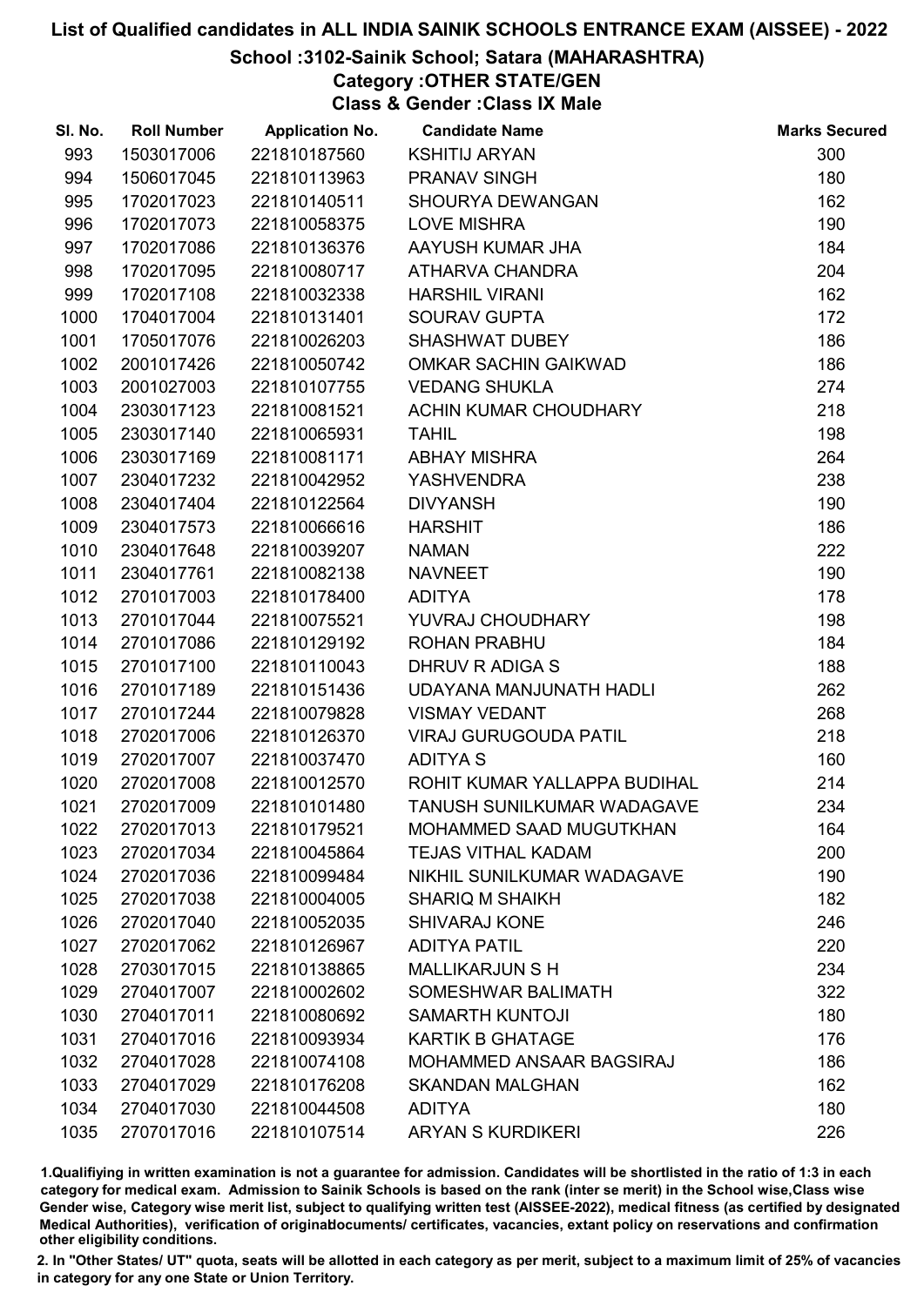# List of Qualified candidates in ALL INDIA SAINIK SCHOOLS ENTRANCE EXAM (AISSEE) - 2022

## School :3102-Sainik School; Satara (MAHARASHTRA)

### Category :OTHER STATE/GEN

### Class & Gender :Class IX Male

| Sl. No. | Roll Number | Application No. | Candidate Name | Marks Secured |
|---|---|---|---|---|
| 993 | 1503017006 | 221810187560 | KSHITIJ ARYAN | 300 |
| 994 | 1506017045 | 221810113963 | PRANAV SINGH | 180 |
| 995 | 1702017023 | 221810140511 | SHOURYA DEWANGAN | 162 |
| 996 | 1702017073 | 221810058375 | LOVE MISHRA | 190 |
| 997 | 1702017086 | 221810136376 | AAYUSH KUMAR JHA | 184 |
| 998 | 1702017095 | 221810080717 | ATHARVA CHANDRA | 204 |
| 999 | 1702017108 | 221810032338 | HARSHIL VIRANI | 162 |
| 1000 | 1704017004 | 221810131401 | SOURAV GUPTA | 172 |
| 1001 | 1705017076 | 221810026203 | SHASHWAT DUBEY | 186 |
| 1002 | 2001017426 | 221810050742 | OMKAR SACHIN GAIKWAD | 186 |
| 1003 | 2001027003 | 221810107755 | VEDANG SHUKLA | 274 |
| 1004 | 2303017123 | 221810081521 | ACHIN KUMAR CHOUDHARY | 218 |
| 1005 | 2303017140 | 221810065931 | TAHIL | 198 |
| 1006 | 2303017169 | 221810081171 | ABHAY MISHRA | 264 |
| 1007 | 2304017232 | 221810042952 | YASHVENDRA | 238 |
| 1008 | 2304017404 | 221810122564 | DIVYANSH | 190 |
| 1009 | 2304017573 | 221810066616 | HARSHIT | 186 |
| 1010 | 2304017648 | 221810039207 | NAMAN | 222 |
| 1011 | 2304017761 | 221810082138 | NAVNEET | 190 |
| 1012 | 2701017003 | 221810178400 | ADITYA | 178 |
| 1013 | 2701017044 | 221810075521 | YUVRAJ CHOUDHARY | 198 |
| 1014 | 2701017086 | 221810129192 | ROHAN PRABHU | 184 |
| 1015 | 2701017100 | 221810110043 | DHRUV R ADIGA S | 188 |
| 1016 | 2701017189 | 221810151436 | UDAYANA MANJUNATH HADLI | 262 |
| 1017 | 2701017244 | 221810079828 | VISMAY VEDANT | 268 |
| 1018 | 2702017006 | 221810126370 | VIRAJ GURUGOUDA PATIL | 218 |
| 1019 | 2702017007 | 221810037470 | ADITYA S | 160 |
| 1020 | 2702017008 | 221810012570 | ROHIT KUMAR YALLAPPA BUDIHAL | 214 |
| 1021 | 2702017009 | 221810101480 | TANUSH SUNILKUMAR WADAGAVE | 234 |
| 1022 | 2702017013 | 221810179521 | MOHAMMED SAAD MUGUTKHAN | 164 |
| 1023 | 2702017034 | 221810045864 | TEJAS VITHAL KADAM | 200 |
| 1024 | 2702017036 | 221810099484 | NIKHIL SUNILKUMAR WADAGAVE | 190 |
| 1025 | 2702017038 | 221810004005 | SHARIQ M SHAIKH | 182 |
| 1026 | 2702017040 | 221810052035 | SHIVARAJ KONE | 246 |
| 1027 | 2702017062 | 221810126967 | ADITYA PATIL | 220 |
| 1028 | 2703017015 | 221810138865 | MALLIKARJUN S H | 234 |
| 1029 | 2704017007 | 221810002602 | SOMESHWAR BALIMATH | 322 |
| 1030 | 2704017011 | 221810080692 | SAMARTH KUNTOJI | 180 |
| 1031 | 2704017016 | 221810093934 | KARTIK B GHATAGE | 176 |
| 1032 | 2704017028 | 221810074108 | MOHAMMED ANSAAR BAGSIRAJ | 186 |
| 1033 | 2704017029 | 221810176208 | SKANDAN MALGHAN | 162 |
| 1034 | 2704017030 | 221810044508 | ADITYA | 180 |
| 1035 | 2707017016 | 221810107514 | ARYAN S KURDIKERI | 226 |

1.Qualifiying in written examination is not a guarantee for admission. Candidates will be shortlisted in the ratio of 1:3 in each category for medical exam. Admission to Sainik Schools is based on the rank (inter se merit) in the School wise,Class wise Gender wise, Category wise merit list, subject to qualifying written test (AISSEE-2022), medical fitness (as certified by designated Medical Authorities), verification of originaldocuments/ certificates, vacancies, extant policy on reservations and confirmation other eligibility conditions.

2. In "Other States/ UT" quota, seats will be allotted in each category as per merit, subject to a maximum limit of 25% of vacancies in category for any one State or Union Territory.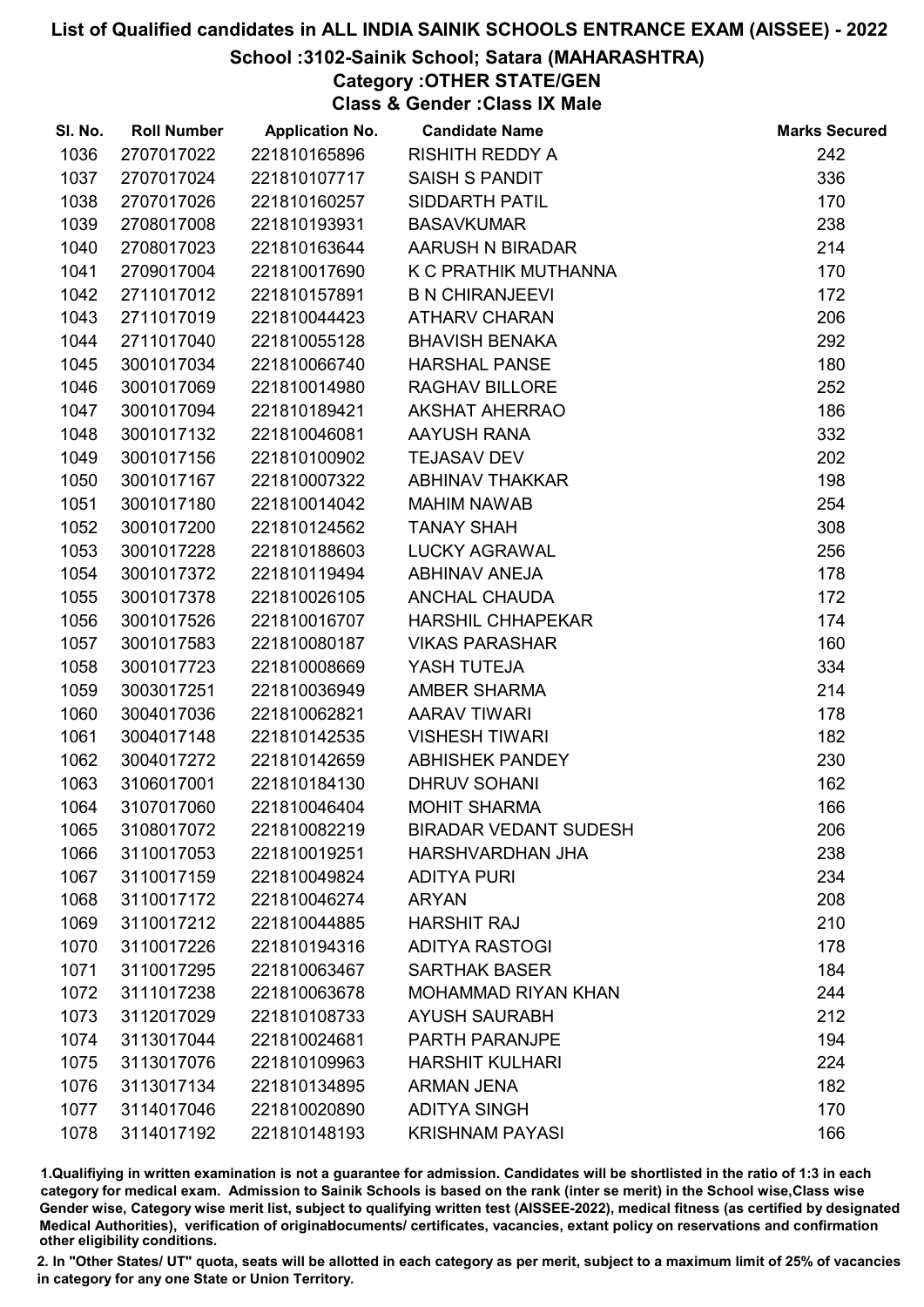# List of Qualified candidates in ALL INDIA SAINIK SCHOOLS ENTRANCE EXAM (AISSEE) - 2022

## School :3102-Sainik School; Satara (MAHARASHTRA)

### Category :OTHER STATE/GEN

### Class & Gender :Class IX Male

| Sl. No. | Roll Number | Application No. | Candidate Name | Marks Secured |
|---|---|---|---|---|
| 1036 | 2707017022 | 221810165896 | RISHITH REDDY A | 242 |
| 1037 | 2707017024 | 221810107717 | SAISH S PANDIT | 336 |
| 1038 | 2707017026 | 221810160257 | SIDDARTH PATIL | 170 |
| 1039 | 2708017008 | 221810193931 | BASAVKUMAR | 238 |
| 1040 | 2708017023 | 221810163644 | AARUSH N BIRADAR | 214 |
| 1041 | 2709017004 | 221810017690 | K C PRATHIK MUTHANNA | 170 |
| 1042 | 2711017012 | 221810157891 | B N CHIRANJEEVI | 172 |
| 1043 | 2711017019 | 221810044423 | ATHARV CHARAN | 206 |
| 1044 | 2711017040 | 221810055128 | BHAVISH BENAKA | 292 |
| 1045 | 3001017034 | 221810066740 | HARSHAL PANSE | 180 |
| 1046 | 3001017069 | 221810014980 | RAGHAV BILLORE | 252 |
| 1047 | 3001017094 | 221810189421 | AKSHAT AHERRAO | 186 |
| 1048 | 3001017132 | 221810046081 | AAYUSH RANA | 332 |
| 1049 | 3001017156 | 221810100902 | TEJASAV DEV | 202 |
| 1050 | 3001017167 | 221810007322 | ABHINAV THAKKAR | 198 |
| 1051 | 3001017180 | 221810014042 | MAHIM NAWAB | 254 |
| 1052 | 3001017200 | 221810124562 | TANAY SHAH | 308 |
| 1053 | 3001017228 | 221810188603 | LUCKY AGRAWAL | 256 |
| 1054 | 3001017372 | 221810119494 | ABHINAV ANEJA | 178 |
| 1055 | 3001017378 | 221810026105 | ANCHAL CHAUDA | 172 |
| 1056 | 3001017526 | 221810016707 | HARSHIL CHHAPEKAR | 174 |
| 1057 | 3001017583 | 221810080187 | VIKAS PARASHAR | 160 |
| 1058 | 3001017723 | 221810008669 | YASH TUTEJA | 334 |
| 1059 | 3003017251 | 221810036949 | AMBER SHARMA | 214 |
| 1060 | 3004017036 | 221810062821 | AARAV TIWARI | 178 |
| 1061 | 3004017148 | 221810142535 | VISHESH TIWARI | 182 |
| 1062 | 3004017272 | 221810142659 | ABHISHEK PANDEY | 230 |
| 1063 | 3106017001 | 221810184130 | DHRUV SOHANI | 162 |
| 1064 | 3107017060 | 221810046404 | MOHIT SHARMA | 166 |
| 1065 | 3108017072 | 221810082219 | BIRADAR VEDANT SUDESH | 206 |
| 1066 | 3110017053 | 221810019251 | HARSHVARDHAN JHA | 238 |
| 1067 | 3110017159 | 221810049824 | ADITYA PURI | 234 |
| 1068 | 3110017172 | 221810046274 | ARYAN | 208 |
| 1069 | 3110017212 | 221810044885 | HARSHIT RAJ | 210 |
| 1070 | 3110017226 | 221810194316 | ADITYA RASTOGI | 178 |
| 1071 | 3110017295 | 221810063467 | SARTHAK BASER | 184 |
| 1072 | 3111017238 | 221810063678 | MOHAMMAD RIYAN KHAN | 244 |
| 1073 | 3112017029 | 221810108733 | AYUSH SAURABH | 212 |
| 1074 | 3113017044 | 221810024681 | PARTH PARANJPE | 194 |
| 1075 | 3113017076 | 221810109963 | HARSHIT KULHARI | 224 |
| 1076 | 3113017134 | 221810134895 | ARMAN JENA | 182 |
| 1077 | 3114017046 | 221810020890 | ADITYA SINGH | 170 |
| 1078 | 3114017192 | 221810148193 | KRISHNAM PAYASI | 166 |

1.Qualifiying in written examination is not a guarantee for admission. Candidates will be shortlisted in the ratio of 1:3 in each category for medical exam. Admission to Sainik Schools is based on the rank (inter se merit) in the School wise,Class wise Gender wise, Category wise merit list, subject to qualifying written test (AISSEE-2022), medical fitness (as certified by designated Medical Authorities), verification of originaldocuments/ certificates, vacancies, extant policy on reservations and confirmation other eligibility conditions.

2. In "Other States/ UT" quota, seats will be allotted in each category as per merit, subject to a maximum limit of 25% of vacancies in category for any one State or Union Territory.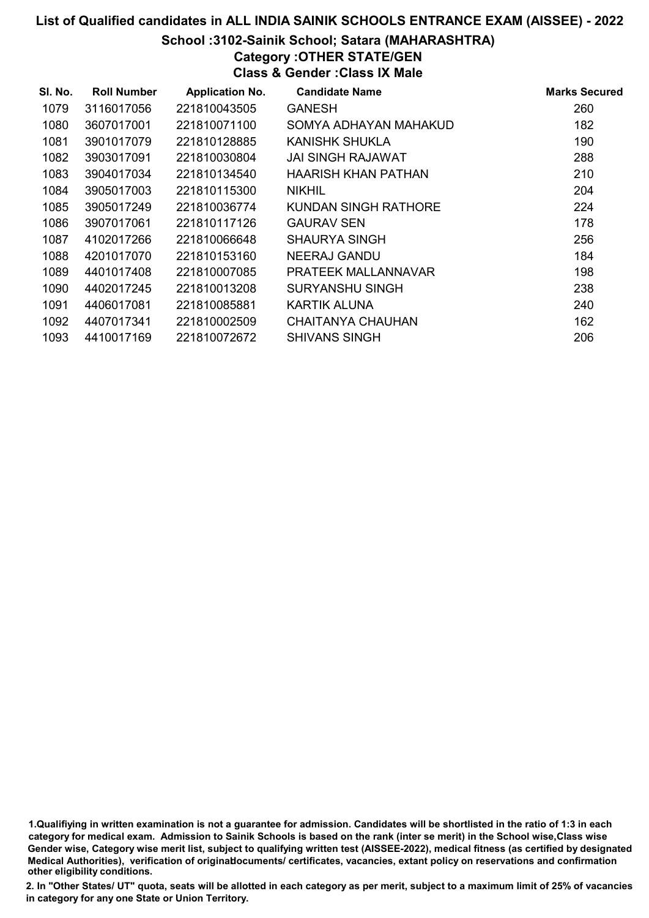# List of Qualified candidates in ALL INDIA SAINIK SCHOOLS ENTRANCE EXAM (AISSEE) - 2022

## School :3102-Sainik School; Satara (MAHARASHTRA)

### Category :OTHER STATE/GEN

### Class & Gender :Class IX Male

| Sl. No. | Roll Number | Application No. | Candidate Name | Marks Secured |
|---|---|---|---|---|
| 1079 | 3116017056 | 221810043505 | GANESH | 260 |
| 1080 | 3607017001 | 221810071100 | SOMYA ADHAYAN MAHAKUD | 182 |
| 1081 | 3901017079 | 221810128885 | KANISHK SHUKLA | 190 |
| 1082 | 3903017091 | 221810030804 | JAI SINGH RAJAWAT | 288 |
| 1083 | 3904017034 | 221810134540 | HAARISH KHAN PATHAN | 210 |
| 1084 | 3905017003 | 221810115300 | NIKHIL | 204 |
| 1085 | 3905017249 | 221810036774 | KUNDAN SINGH RATHORE | 224 |
| 1086 | 3907017061 | 221810117126 | GAURAV SEN | 178 |
| 1087 | 4102017266 | 221810066648 | SHAURYA SINGH | 256 |
| 1088 | 4201017070 | 221810153160 | NEERAJ GANDU | 184 |
| 1089 | 4401017408 | 221810007085 | PRATEEK MALLANNAVAR | 198 |
| 1090 | 4402017245 | 221810013208 | SURYANSHU SINGH | 238 |
| 1091 | 4406017081 | 221810085881 | KARTIK ALUNA | 240 |
| 1092 | 4407017341 | 221810002509 | CHAITANYA CHAUHAN | 162 |
| 1093 | 4410017169 | 221810072672 | SHIVANS SINGH | 206 |

1.Qualifiying in written examination is not a guarantee for admission. Candidates will be shortlisted in the ratio of 1:3 in each category for medical exam. Admission to Sainik Schools is based on the rank (inter se merit) in the School wise,Class wise Gender wise, Category wise merit list, subject to qualifying written test (AISSEE-2022), medical fitness (as certified by designated Medical Authorities), verification of originaldocuments/ certificates, vacancies, extant policy on reservations and confirmation other eligibility conditions.

2. In "Other States/ UT" quota, seats will be allotted in each category as per merit, subject to a maximum limit of 25% of vacancies in category for any one State or Union Territory.